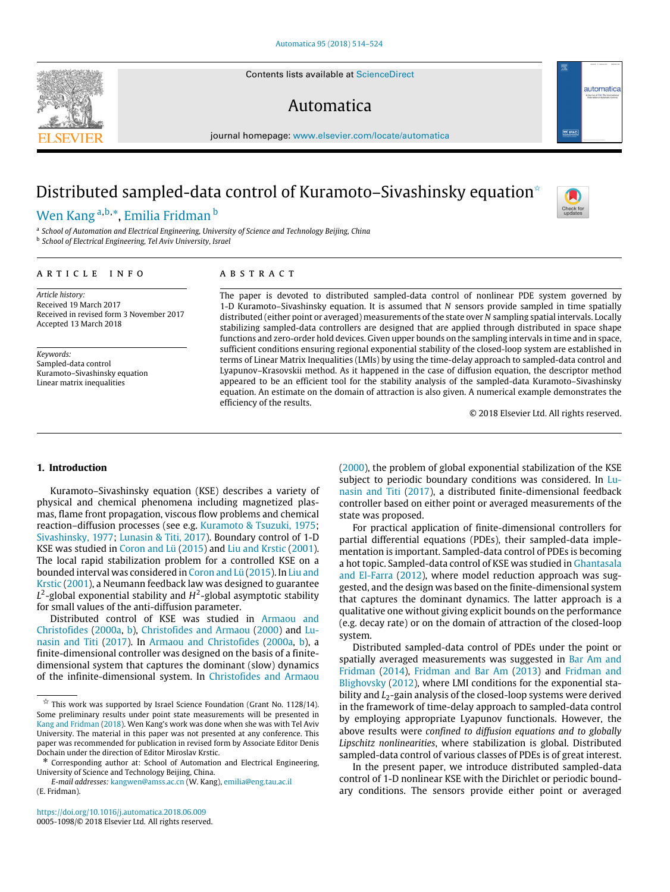Contents lists available at ScienceDirect

# Automatica

journal homepage: www.elsevier.com/locate/automatica

# Distributed sampled-data control of Kuramoto–Sivashinsky equation ☆

Wen Kang [a,b,*], Emilia Fridman [b]

[a] School of Automation and Electrical Engineering, University of Science and Technology Beijing, China
[b] School of Electrical Engineering, Tel Aviv University, Israel

**ARTICLE INFO**

*Article history:*
Received 19 March 2017
Received in revised form 3 November 2017
Accepted 13 March 2018

*Keywords:*
Sampled-data control
Kuramoto–Sivashinsky equation
Linear matrix inequalities

**ABSTRACT**

The paper is devoted to distributed sampled-data control of nonlinear PDE system governed by 1-D Kuramoto–Sivashinsky equation. It is assumed that $N$ sensors provide sampled in time spatially distributed (either point or averaged) measurements of the state over $N$ sampling spatial intervals. Locally stabilizing sampled-data controllers are designed that are applied through distributed in space shape functions and zero-order hold devices. Given upper bounds on the sampling intervals in time and in space, sufficient conditions ensuring regional exponential stability of the closed-loop system are established in terms of Linear Matrix Inequalities (LMIs) by using the time-delay approach to sampled-data control and Lyapunov–Krasovskii method. As it happened in the case of diffusion equation, the descriptor method appeared to be an efficient tool for the stability analysis of the sampled-data Kuramoto–Sivashinsky equation. An estimate on the domain of attraction is also given. A numerical example demonstrates the efficiency of the results.

© 2018 Elsevier Ltd. All rights reserved.

## 1. Introduction

Kuramoto–Sivashinsky equation (KSE) describes a variety of physical and chemical phenomena including magnetized plasmas, flame front propagation, viscous flow problems and chemical reaction–diffusion processes (see e.g. Kuramoto & Tsuzuki, 1975; Sivashinsky, 1977; Lunasin & Titi, 2017). Boundary control of 1-D KSE was studied in Coron and Lü (2015) and Liu and Krstic (2001). The local rapid stabilization problem for a controlled KSE on a bounded interval was considered in Coron and Lü (2015). In Liu and Krstic (2001), a Neumann feedback law was designed to guarantee $L^2$-global exponential stability and $H^2$-global asymptotic stability for small values of the anti-diffusion parameter.

Distributed control of KSE was studied in Armaou and Christofides (2000a, b), Christofides and Armaou (2000) and Lunasin and Titi (2017). In Armaou and Christofides (2000a, b), a finite-dimensional controller was designed on the basis of a finite-dimensional system that captures the dominant (slow) dynamics of the infinite-dimensional system. In Christofides and Armaou (2000), the problem of global exponential stabilization of the KSE subject to periodic boundary conditions was considered. In Lunasin and Titi (2017), a distributed finite-dimensional feedback controller based on either point or averaged measurements of the state was proposed.

For practical application of finite-dimensional controllers for partial differential equations (PDEs), their sampled-data implementation is important. Sampled-data control of PDEs is becoming a hot topic. Sampled-data control of KSE was studied in Ghantasala and El-Farra (2012), where model reduction approach was suggested, and the design was based on the finite-dimensional system that captures the dominant dynamics. The latter approach is a qualitative one without giving explicit bounds on the performance (e.g. decay rate) or on the domain of attraction of the closed-loop system.

Distributed sampled-data control of PDEs under the point or spatially averaged measurements was suggested in Bar Am and Fridman (2014), Fridman and Bar Am (2013) and Fridman and Blighovsky (2012), where LMI conditions for the exponential stability and $L_2$-gain analysis of the closed-loop systems were derived in the framework of time-delay approach to sampled-data control by employing appropriate Lyapunov functionals. However, the above results were *confined to diffusion equations and to globally Lipschitz nonlinearities*, where stabilization is global. Distributed sampled-data control of various classes of PDEs is of great interest.

In the present paper, we introduce distributed sampled-data control of 1-D nonlinear KSE with the Dirichlet or periodic boundary conditions. The sensors provide either point or averaged

☆ This work was supported by Israel Science Foundation (Grant No. 1128/14). Some preliminary results under point state measurements will be presented in Kang and Fridman (2018). Wen Kang's work was done when she was with Tel Aviv University. The material in this paper was not presented at any conference. This paper was recommended for publication in revised form by Associate Editor Denis Dochain under the direction of Editor Miroslav Krstic.

\* Corresponding author at: School of Automation and Electrical Engineering, University of Science and Technology Beijing, China.
*E-mail addresses:* kangwen@amss.ac.cn (W. Kang), emilia@eng.tau.ac.il (E. Fridman).

https://doi.org/10.1016/j.automatica.2018.06.009
0005-1098/© 2018 Elsevier Ltd. All rights reserved.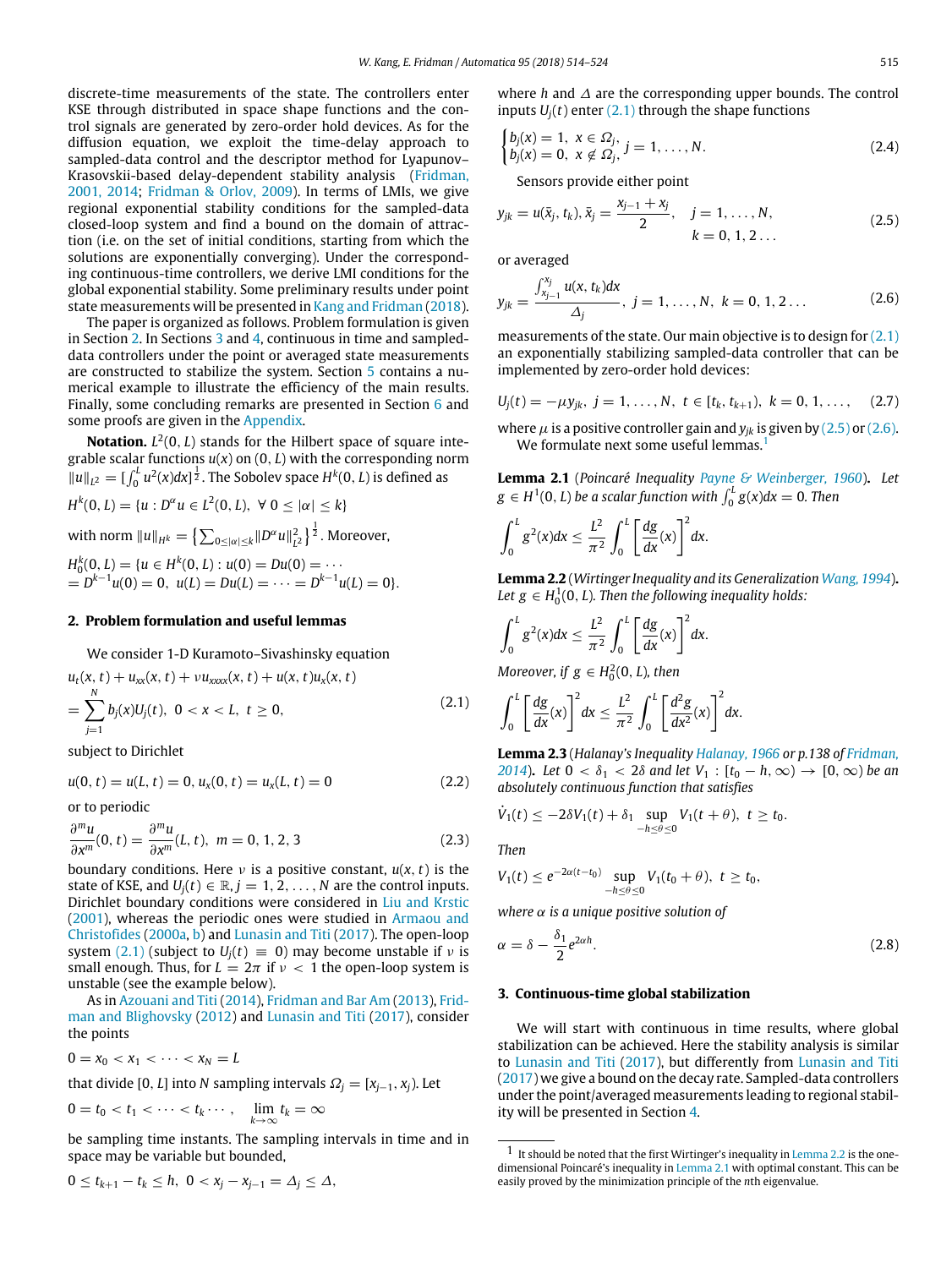discrete-time measurements of the state. The controllers enter KSE through distributed in space shape functions and the control signals are generated by zero-order hold devices. As for the diffusion equation, we exploit the time-delay approach to sampled-data control and the descriptor method for Lyapunov–Krasovskii-based delay-dependent stability analysis (Fridman, 2001, 2014; Fridman & Orlov, 2009). In terms of LMIs, we give regional exponential stability conditions for the sampled-data closed-loop system and find a bound on the domain of attraction (i.e. on the set of initial conditions, starting from which the solutions are exponentially converging). Under the corresponding continuous-time controllers, we derive LMI conditions for the global exponential stability. Some preliminary results under point state measurements will be presented in Kang and Fridman (2018).

The paper is organized as follows. Problem formulation is given in Section 2. In Sections 3 and 4, continuous in time and sampled-data controllers under the point or averaged state measurements are constructed to stabilize the system. Section 5 contains a numerical example to illustrate the efficiency of the main results. Finally, some concluding remarks are presented in Section 6 and some proofs are given in the Appendix.

**Notation.** $L^2(0, L)$ stands for the Hilbert space of square integrable scalar functions $u(x)$ on $(0, L)$ with the corresponding norm $\|u\|_{L^2} = [\int_0^L u^2(x)dx]^{\frac{1}{2}}$. The Sobolev space $H^k(0, L)$ is defined as

$$H^k(0, L) = \{u : D^\alpha u \in L^2(0, L),\ \forall\ 0 \le |\alpha| \le k\}$$

with norm $\|u\|_{H^k} = \left\{\sum_{0\le|\alpha|\le k}\|D^\alpha u\|_{L^2}^2\right\}^{\frac{1}{2}}$. Moreover,

$$H_0^k(0, L) = \{u \in H^k(0, L) : u(0) = Du(0) = \cdots = D^{k-1}u(0) = 0,\ u(L) = Du(L) = \cdots = D^{k-1}u(L) = 0\}.$$

## 2. Problem formulation and useful lemmas

We consider 1-D Kuramoto–Sivashinsky equation

$$u_t(x, t) + u_{xx}(x, t) + \nu u_{xxxx}(x, t) + u(x, t)u_x(x, t) = \sum_{j=1}^{N} b_j(x)U_j(t),\ 0 < x < L,\ t \ge 0, \tag{2.1}$$

subject to Dirichlet

$$u(0, t) = u(L, t) = 0, u_x(0, t) = u_x(L, t) = 0 \tag{2.2}$$

or to periodic

$$\frac{\partial^m u}{\partial x^m}(0, t) = \frac{\partial^m u}{\partial x^m}(L, t),\ m = 0, 1, 2, 3 \tag{2.3}$$

boundary conditions. Here $\nu$ is a positive constant, $u(x, t)$ is the state of KSE, and $U_j(t) \in \mathbb{R}, j = 1, 2, \ldots, N$ are the control inputs. Dirichlet boundary conditions were considered in Liu and Krstic (2001), whereas the periodic ones were studied in Armaou and Christofides (2000a, b) and Lunasin and Titi (2017). The open-loop system (2.1) (subject to $U_j(t) \equiv 0$) may become unstable if $\nu$ is small enough. Thus, for $L = 2\pi$ if $\nu < 1$ the open-loop system is unstable (see the example below).

As in Azouani and Titi (2014), Fridman and Bar Am (2013), Fridman and Blighovsky (2012) and Lunasin and Titi (2017), consider the points

$$0 = x_0 < x_1 < \cdots < x_N = L$$

that divide $[0, L]$ into $N$ sampling intervals $\Omega_j = [x_{j-1}, x_j)$. Let

$$0 = t_0 < t_1 < \cdots < t_k \cdots,\quad \lim_{k\to\infty} t_k = \infty$$

be sampling time instants. The sampling intervals in time and in space may be variable but bounded,

$$0 \le t_{k+1} - t_k \le h,\ 0 < x_j - x_{j-1} = \Delta_j \le \Delta,$$

where $h$ and $\Delta$ are the corresponding upper bounds. The control inputs $U_j(t)$ enter (2.1) through the shape functions

$$\begin{cases} b_j(x) = 1,\ x \in \Omega_j, \\ b_j(x) = 0,\ x \notin \Omega_j, \end{cases} j = 1, \ldots, N. \tag{2.4}$$

Sensors provide either point

$$y_{jk} = u(\bar{x}_j, t_k), \bar{x}_j = \frac{x_{j-1} + x_j}{2},\quad j = 1, \ldots, N,\ k = 0, 1, 2 \ldots \tag{2.5}$$

or averaged

$$y_{jk} = \frac{\int_{x_{j-1}}^{x_j} u(x, t_k)dx}{\Delta_j},\ j = 1, \ldots, N,\ k = 0, 1, 2 \ldots \tag{2.6}$$

measurements of the state. Our main objective is to design for (2.1) an exponentially stabilizing sampled-data controller that can be implemented by zero-order hold devices:

$$U_j(t) = -\mu y_{jk},\ j = 1, \ldots, N,\ t \in [t_k, t_{k+1}),\ k = 0, 1, \ldots, \tag{2.7}$$

where $\mu$ is a positive controller gain and $y_{jk}$ is given by (2.5) or (2.6).

We formulate next some useful lemmas.[1]

**Lemma 2.1** (*Poincaré Inequality* Payne & Weinberger, 1960)**.** *Let $g \in H^1(0, L)$ be a scalar function with $\int_0^L g(x)dx = 0$. Then*

$$\int_0^L g^2(x)dx \le \frac{L^2}{\pi^2}\int_0^L \left[\frac{dg}{dx}(x)\right]^2 dx.$$

**Lemma 2.2** (*Wirtinger Inequality and its Generalization* Wang, 1994)**.** *Let $g \in H_0^1(0, L)$. Then the following inequality holds:*

$$\int_0^L g^2(x)dx \le \frac{L^2}{\pi^2}\int_0^L \left[\frac{dg}{dx}(x)\right]^2 dx.$$

*Moreover, if $g \in H_0^2(0, L)$, then*

$$\int_0^L \left[\frac{dg}{dx}(x)\right]^2 dx \le \frac{L^2}{\pi^2}\int_0^L \left[\frac{d^2g}{dx^2}(x)\right]^2 dx.$$

**Lemma 2.3** (*Halanay's Inequality* Halanay, 1966 *or p.138 of* Fridman, 2014)**.** *Let $0 < \delta_1 < 2\delta$ and let $V_1 : [t_0 - h, \infty) \to [0, \infty)$ be an absolutely continuous function that satisfies*

$$\dot{V}_1(t) \le -2\delta V_1(t) + \delta_1 \sup_{-h\le\theta\le 0} V_1(t + \theta),\ t \ge t_0.$$

*Then*

$$V_1(t) \le e^{-2\alpha(t-t_0)} \sup_{-h\le\theta\le 0} V_1(t_0 + \theta),\ t \ge t_0,$$

*where $\alpha$ is a unique positive solution of*

$$\alpha = \delta - \frac{\delta_1}{2}e^{2\alpha h}. \tag{2.8}$$

## 3. Continuous-time global stabilization

We will start with continuous in time results, where global stabilization can be achieved. Here the stability analysis is similar to Lunasin and Titi (2017), but differently from Lunasin and Titi (2017) we give a bound on the decay rate. Sampled-data controllers under the point/averaged measurements leading to regional stability will be presented in Section 4.

[1] It should be noted that the first Wirtinger's inequality in Lemma 2.2 is the one-dimensional Poincaré's inequality in Lemma 2.1 with optimal constant. This can be easily proved by the minimization principle of the $n$th eigenvalue.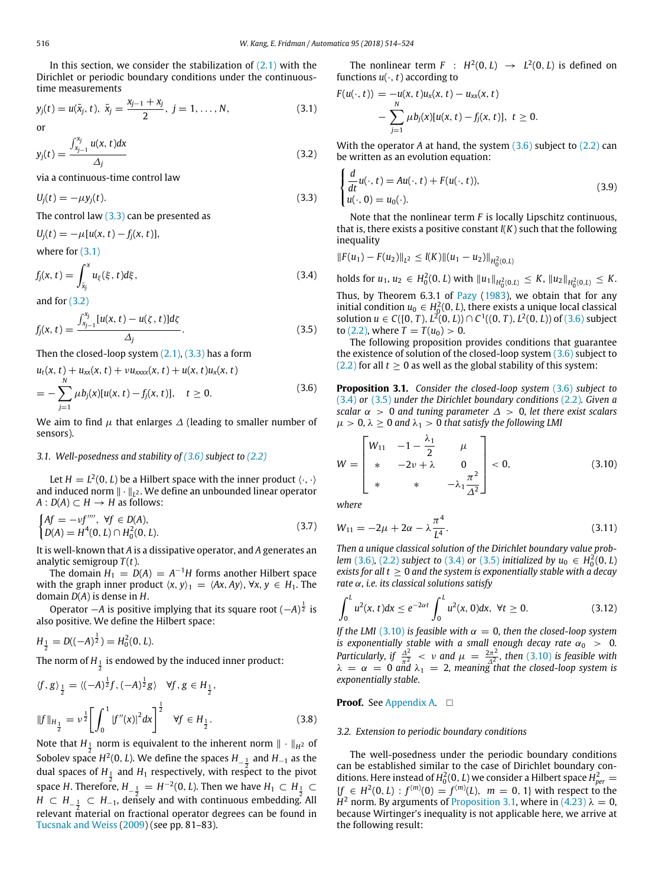In this section, we consider the stabilization of (2.1) with the Dirichlet or periodic boundary conditions under the continuous-time measurements

$$y_j(t) = u(\bar{x}_j, t),\ \bar{x}_j = \frac{x_{j-1} + x_j}{2},\ j = 1, \ldots, N, \tag{3.1}$$

or

$$y_j(t) = \frac{\int_{x_{j-1}}^{x_j} u(x,t)dx}{\Delta_j} \tag{3.2}$$

via a continuous-time control law

$$U_j(t) = -\mu y_j(t). \tag{3.3}$$

The control law (3.3) can be presented as

$$U_j(t) = -\mu[u(x,t) - f_j(x,t)],$$

where for (3.1)

$$f_j(x,t) = \int_{\bar{x}_j}^{x} u_\xi(\xi, t)d\xi, \tag{3.4}$$

and for (3.2)

$$f_j(x,t) = \frac{\int_{x_{j-1}}^{x_j}[u(x,t) - u(\zeta,t)]d\zeta}{\Delta_j}. \tag{3.5}$$

Then the closed-loop system (2.1), (3.3) has a form

$$\begin{aligned} &u_t(x,t) + u_{xx}(x,t) + \nu u_{xxxx}(x,t) + u(x,t)u_x(x,t) \\ &= -\sum_{j=1}^{N} \mu b_j(x)[u(x,t) - f_j(x,t)], \quad t \geq 0. \end{aligned} \tag{3.6}$$

We aim to find $\mu$ that enlarges $\Delta$ (leading to smaller number of sensors).

### 3.1. Well-posedness and stability of (3.6) subject to (2.2)

Let $H = L^2(0, L)$ be a Hilbert space with the inner product $\langle \cdot, \cdot \rangle$ and induced norm $\| \cdot \|_{L^2}$. We define an unbounded linear operator $A : D(A) \subset H \to H$ as follows:

$$\begin{cases} Af = -\nu f'''',\ \forall f \in D(A), \\ D(A) = H^4(0,L) \cap H_0^2(0,L). \end{cases} \tag{3.7}$$

It is well-known that $A$ is a dissipative operator, and $A$ generates an analytic semigroup $T(t)$.

The domain $H_1 = D(A) = A^{-1}H$ forms another Hilbert space with the graph inner product $\langle x, y \rangle_1 = \langle Ax, Ay \rangle, \forall x, y \in H_1$. The domain $D(A)$ is dense in $H$.

Operator $-A$ is positive implying that its square root $(-A)^{\frac{1}{2}}$ is also positive. We define the Hilbert space:

$$H_{\frac{1}{2}} = D((-A)^{\frac{1}{2}}) = H_0^2(0,L).$$

The norm of $H_{\frac{1}{2}}$ is endowed by the induced inner product:

$$\langle f, g \rangle_{\frac{1}{2}} = \langle (-A)^{\frac{1}{2}} f, (-A)^{\frac{1}{2}} g \rangle \quad \forall f, g \in H_{\frac{1}{2}},$$

$$\|f\|_{H_{\frac{1}{2}}} = \nu^{\frac{1}{2}} \left[ \int_0^1 |f''(x)|^2 dx \right]^{\frac{1}{2}} \quad \forall f \in H_{\frac{1}{2}}. \tag{3.8}$$

Note that $H_{\frac{1}{2}}$ norm is equivalent to the inherent norm $\| \cdot \|_{H^2}$ of Sobolev space $H^2(0,L)$. We define the spaces $H_{-\frac{1}{2}}$ and $H_{-1}$ as the dual spaces of $H_{\frac{1}{2}}$ and $H_1$ respectively, with respect to the pivot space $H$. Therefore, $H_{-\frac{1}{2}} = H^{-2}(0,L)$. Then we have $H_1 \subset H_{\frac{1}{2}} \subset H \subset H_{-\frac{1}{2}} \subset H_{-1}$, densely and with continuous embedding. All relevant material on fractional operator degrees can be found in Tucsnak and Weiss (2009) (see pp. 81–83).

The nonlinear term $F : H^2(0,L) \to L^2(0,L)$ is defined on functions $u(\cdot, t)$ according to

$$\begin{aligned} F(u(\cdot,t)) &= -u(x,t)u_x(x,t) - u_{xx}(x,t) \\ &\quad - \sum_{j=1}^{N} \mu b_j(x)[u(x,t) - f_j(x,t)],\ t \geq 0. \end{aligned}$$

With the operator $A$ at hand, the system (3.6) subject to (2.2) can be written as an evolution equation:

$$\begin{cases} \dfrac{d}{dt} u(\cdot, t) = Au(\cdot,t) + F(u(\cdot,t)), \\ u(\cdot, 0) = u_0(\cdot). \end{cases} \tag{3.9}$$

Note that the nonlinear term $F$ is locally Lipschitz continuous, that is, there exists a positive constant $l(K)$ such that the following inequality

$$\|F(u_1) - F(u_2)\|_{L^2} \leq l(K)\|(u_1 - u_2)\|_{H_0^2(0,L)}$$

holds for $u_1, u_2 \in H_0^2(0,L)$ with $\|u_1\|_{H_0^2(0,L)} \leq K$, $\|u_2\|_{H_0^2(0,L)} \leq K$.

Thus, by Theorem 6.3.1 of Pazy (1983), we obtain that for any initial condition $u_0 \in H_0^2(0,L)$, there exists a unique local classical solution $u \in C([0,T), L^2(0,L)) \cap C^1((0,T), L^2(0,L))$ of (3.6) subject to (2.2), where $T = T(u_0) > 0$.

The following proposition provides conditions that guarantee the existence of solution of the closed-loop system (3.6) subject to (2.2) for all $t \geq 0$ as well as the global stability of this system:

**Proposition 3.1.** *Consider the closed-loop system (3.6) subject to (3.4) or (3.5) under the Dirichlet boundary conditions (2.2). Given a scalar $\alpha > 0$ and tuning parameter $\Delta > 0$, let there exist scalars $\mu > 0$, $\lambda \geq 0$ and $\lambda_1 > 0$ that satisfy the following LMI*

$$W = \begin{bmatrix} W_{11} & -1 - \frac{\lambda_1}{2} & \mu \\ * & -2\nu + \lambda & 0 \\ * & * & -\lambda_1 \frac{\pi^2}{\Delta^2} \end{bmatrix} < 0, \tag{3.10}$$

*where*

$$W_{11} = -2\mu + 2\alpha - \lambda \frac{\pi^4}{L^4}. \tag{3.11}$$

*Then a unique classical solution of the Dirichlet boundary value problem (3.6), (2.2) subject to (3.4) or (3.5) initialized by $u_0 \in H_0^2(0,L)$ exists for all $t \geq 0$ and the system is exponentially stable with a decay rate $\alpha$, i.e. its classical solutions satisfy*

$$\int_0^L u^2(x,t)dx \leq e^{-2\alpha t} \int_0^L u^2(x,0)dx, \quad \forall t \geq 0. \tag{3.12}$$

*If the LMI (3.10) is feasible with $\alpha = 0$, then the closed-loop system is exponentially stable with a small enough decay rate $\alpha_0 > 0$. Particularly, if $\frac{\Delta^2}{\pi^2} < \nu$ and $\mu = \frac{2\pi^2}{\Delta^2}$, then (3.10) is feasible with $\lambda = \alpha = 0$ and $\lambda_1 = 2$, meaning that the closed-loop system is exponentially stable.*

**Proof.** See Appendix A. □

### 3.2. Extension to periodic boundary conditions

The well-posedness under the periodic boundary conditions can be established similar to the case of Dirichlet boundary conditions. Here instead of $H_0^2(0,L)$ we consider a Hilbert space $H_{per}^2 = \{f \in H^2(0,L) : f^{(m)}(0) = f^{(m)}(L),\ m = 0, 1\}$ with respect to the $H^2$ norm. By arguments of Proposition 3.1, where in (4.23) $\lambda = 0$, because Wirtinger's inequality is not applicable here, we arrive at the following result: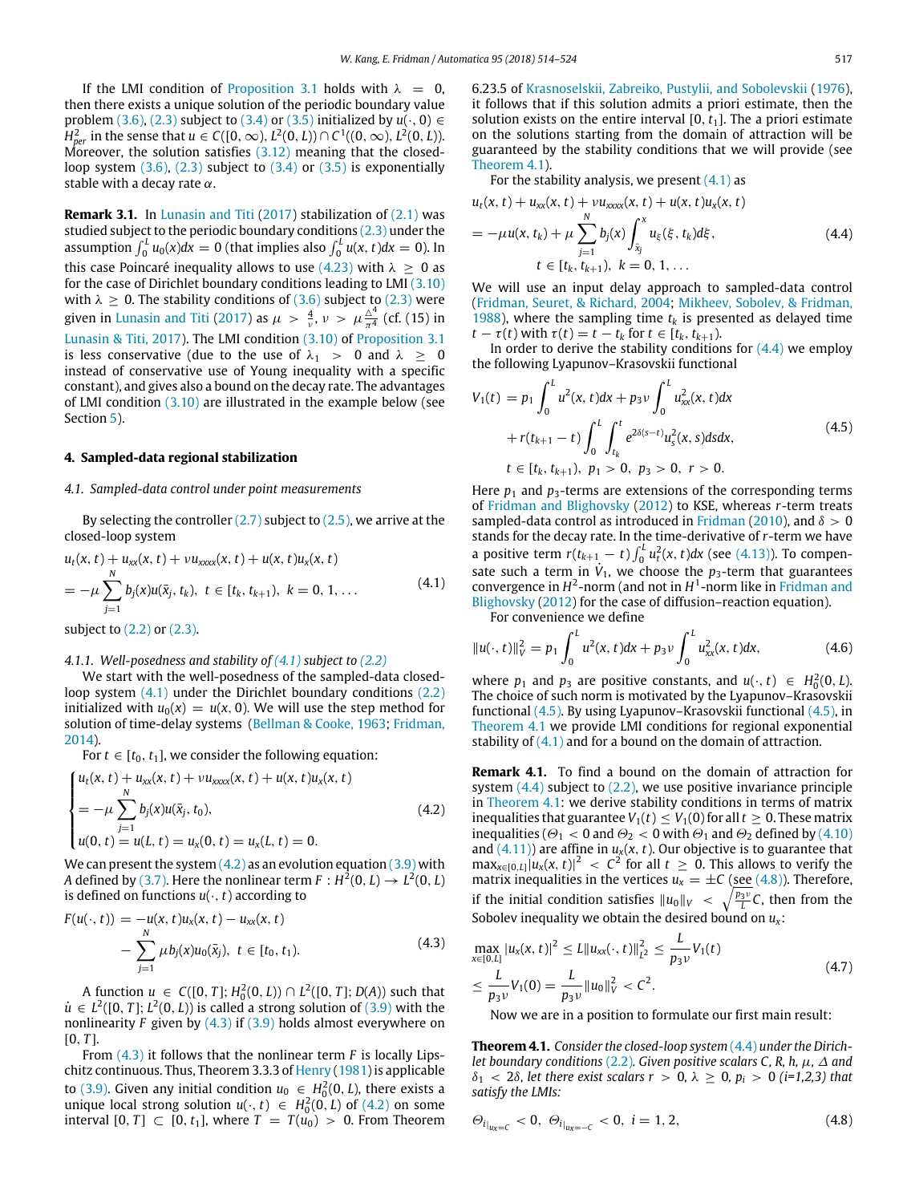If the LMI condition of Proposition 3.1 holds with $\lambda = 0$, then there exists a unique solution of the periodic boundary value problem (3.6), (2.3) subject to (3.4) or (3.5) initialized by $u(\cdot, 0) \in H^2_{per}$ in the sense that $u \in C([0, \infty), L^2(0, L)) \cap C^1((0, \infty), L^2(0, L))$. Moreover, the solution satisfies (3.12) meaning that the closed-loop system (3.6), (2.3) subject to (3.4) or (3.5) is exponentially stable with a decay rate $\alpha$.

**Remark 3.1.** In Lunasin and Titi (2017) stabilization of (2.1) was studied subject to the periodic boundary conditions (2.3) under the assumption $\int_0^L u_0(x)dx = 0$ (that implies also $\int_0^L u(x,t)dx = 0$). In this case Poincaré inequality allows to use (4.23) with $\lambda \geq 0$ as for the case of Dirichlet boundary conditions leading to LMI (3.10) with $\lambda \geq 0$. The stability conditions of (3.6) subject to (2.3) were given in Lunasin and Titi (2017) as $\mu > \frac{4}{\nu}$, $\nu > \mu \frac{\triangle^4}{\pi^4}$ (cf. (15) in Lunasin & Titi, 2017). The LMI condition (3.10) of Proposition 3.1 is less conservative (due to the use of $\lambda_1 > 0$ and $\lambda \geq 0$ instead of conservative use of Young inequality with a specific constant), and gives also a bound on the decay rate. The advantages of LMI condition (3.10) are illustrated in the example below (see Section 5).

## 4. Sampled-data regional stabilization

### 4.1. Sampled-data control under point measurements

By selecting the controller (2.7) subject to (2.5), we arrive at the closed-loop system

$$
\begin{aligned}
&u_t(x,t) + u_{xx}(x,t) + \nu u_{xxxx}(x,t) + u(x,t)u_x(x,t) \\
&= -\mu \sum_{j=1}^{N} b_j(x) u(\bar{x}_j, t_k), \quad t \in [t_k, t_{k+1}), \ k = 0, 1, \ldots
\end{aligned}
\tag{4.1}
$$

subject to (2.2) or (2.3).

#### 4.1.1. Well-posedness and stability of (4.1) subject to (2.2)

We start with the well-posedness of the sampled-data closed-loop system (4.1) under the Dirichlet boundary conditions (2.2) initialized with $u_0(x) = u(x, 0)$. We will use the step method for solution of time-delay systems (Bellman & Cooke, 1963; Fridman, 2014).

For $t \in [t_0, t_1]$, we consider the following equation:

$$
\begin{cases}
u_t(x,t) + u_{xx}(x,t) + \nu u_{xxxx}(x,t) + u(x,t)u_x(x,t) \\
= -\mu \sum_{j=1}^{N} b_j(x) u(\bar{x}_j, t_0), \\
u(0,t) = u(L,t) = u_x(0,t) = u_x(L,t) = 0.
\end{cases}
\tag{4.2}
$$

We can present the system (4.2) as an evolution equation (3.9) with $A$ defined by (3.7). Here the nonlinear term $F : H^2(0, L) \to L^2(0, L)$ is defined on functions $u(\cdot, t)$ according to

$$
\begin{aligned}
F(u(\cdot,t)) &= -u(x,t)u_x(x,t) - u_{xx}(x,t) \\
&\quad - \sum_{j=1}^{N} \mu b_j(x) u_0(\bar{x}_j), \ t \in [t_0, t_1).
\end{aligned}
\tag{4.3}
$$

A function $u \in C([0, T]; H_0^2(0, L)) \cap L^2([0, T]; D(A))$ such that $\dot{u} \in L^2([0, T]; L^2(0, L))$ is called a strong solution of (3.9) with the nonlinearity $F$ given by (4.3) if (3.9) holds almost everywhere on $[0, T]$.

From (4.3) it follows that the nonlinear term $F$ is locally Lipschitz continuous. Thus, Theorem 3.3.3 of Henry (1981) is applicable to (3.9). Given any initial condition $u_0 \in H_0^2(0, L)$, there exists a unique local strong solution $u(\cdot, t) \in H_0^2(0, L)$ of (4.2) on some interval $[0, T] \subset [0, t_1]$, where $T = T(u_0) > 0$. From Theorem 6.23.5 of Krasnoselskii, Zabreiko, Pustylii, and Sobolevskii (1976), it follows that if this solution admits a priori estimate, then the solution exists on the entire interval $[0, t_1]$. The a priori estimate on the solutions starting from the domain of attraction will be guaranteed by the stability conditions that we will provide (see Theorem 4.1).

For the stability analysis, we present (4.1) as

$$
\begin{aligned}
&u_t(x,t) + u_{xx}(x,t) + \nu u_{xxxx}(x,t) + u(x,t)u_x(x,t) \\
&= -\mu u(x, t_k) + \mu \sum_{j=1}^{N} b_j(x) \int_{\bar{x}_j}^{x} u_\xi(\xi, t_k) d\xi, \\
&\qquad t \in [t_k, t_{k+1}), \ k = 0, 1, \ldots
\end{aligned}
\tag{4.4}
$$

We will use an input delay approach to sampled-data control (Fridman, Seuret, & Richard, 2004; Mikheev, Sobolev, & Fridman, 1988), where the sampling time $t_k$ is presented as delayed time $t - \tau(t)$ with $\tau(t) = t - t_k$ for $t \in [t_k, t_{k+1})$.

In order to derive the stability conditions for (4.4) we employ the following Lyapunov–Krasovskii functional

$$
\begin{aligned}
V_1(t) &= p_1 \int_0^L u^2(x,t)dx + p_3 \nu \int_0^L u_{xx}^2(x,t)dx \\
&\quad + r(t_{k+1} - t) \int_0^L \int_{t_k}^{t} e^{2\delta(s-t)} u_s^2(x,s)dsdx, \\
&\quad t \in [t_k, t_{k+1}), \ p_1 > 0, \ p_3 > 0, \ r > 0.
\end{aligned}
\tag{4.5}
$$

Here $p_1$ and $p_3$-terms are extensions of the corresponding terms of Fridman and Blighovsky (2012) to KSE, whereas $r$-term treats sampled-data control as introduced in Fridman (2010), and $\delta > 0$ stands for the decay rate. In the time-derivative of $r$-term we have a positive term $r(t_{k+1} - t)\int_0^L u_t^2(x,t)dx$ (see (4.13)). To compensate such a term in $\dot{V}_1$, we choose the $p_3$-term that guarantees convergence in $H^2$-norm (and not in $H^1$-norm like in Fridman and Blighovsky (2012) for the case of diffusion–reaction equation).

For convenience we define

$$
\|u(\cdot,t)\|_V^2 = p_1 \int_0^L u^2(x,t)dx + p_3 \nu \int_0^L u_{xx}^2(x,t)dx,
\tag{4.6}
$$

where $p_1$ and $p_3$ are positive constants, and $u(\cdot, t) \in H_0^2(0, L)$. The choice of such norm is motivated by the Lyapunov–Krasovskii functional (4.5). By using Lyapunov–Krasovskii functional (4.5), in Theorem 4.1 we provide LMI conditions for regional exponential stability of (4.1) and for a bound on the domain of attraction.

**Remark 4.1.** To find a bound on the domain of attraction for system (4.4) subject to (2.2), we use positive invariance principle in Theorem 4.1: we derive stability conditions in terms of matrix inequalities that guarantee $V_1(t) \leq V_1(0)$ for all $t \geq 0$. These matrix inequalities ($\Theta_1 < 0$ and $\Theta_2 < 0$ with $\Theta_1$ and $\Theta_2$ defined by (4.10) and (4.11)) are affine in $u_x(x,t)$. Our objective is to guarantee that $\max_{x \in [0,L]} |u_x(x,t)|^2 < C^2$ for all $t \geq 0$. This allows to verify the matrix inequalities in the vertices $u_x = \pm C$ (see (4.8)). Therefore, if the initial condition satisfies $\|u_0\|_V < \sqrt{\frac{p_3 \nu}{L}} C$, then from the Sobolev inequality we obtain the desired bound on $u_x$:

$$
\begin{aligned}
&\max_{x \in [0,L]} |u_x(x,t)|^2 \leq L \|u_{xx}(\cdot,t)\|_{L^2}^2 \leq \frac{L}{p_3 \nu} V_1(t) \\
&\leq \frac{L}{p_3 \nu} V_1(0) = \frac{L}{p_3 \nu} \|u_0\|_V^2 < C^2.
\end{aligned}
\tag{4.7}
$$

Now we are in a position to formulate our first main result:

**Theorem 4.1.** *Consider the closed-loop system (4.4) under the Dirichlet boundary conditions (2.2). Given positive scalars $C$, $R$, $h$, $\mu$, $\Delta$ and $\delta_1 < 2\delta$, let there exist scalars $r > 0$, $\lambda \geq 0$, $p_i > 0$ (i=1,2,3) that satisfy the LMIs:*

$$
\Theta_{i|_{u_x = C}} < 0, \quad \Theta_{i|_{u_x = -C}} < 0, \quad i = 1, 2,
\tag{4.8}
$$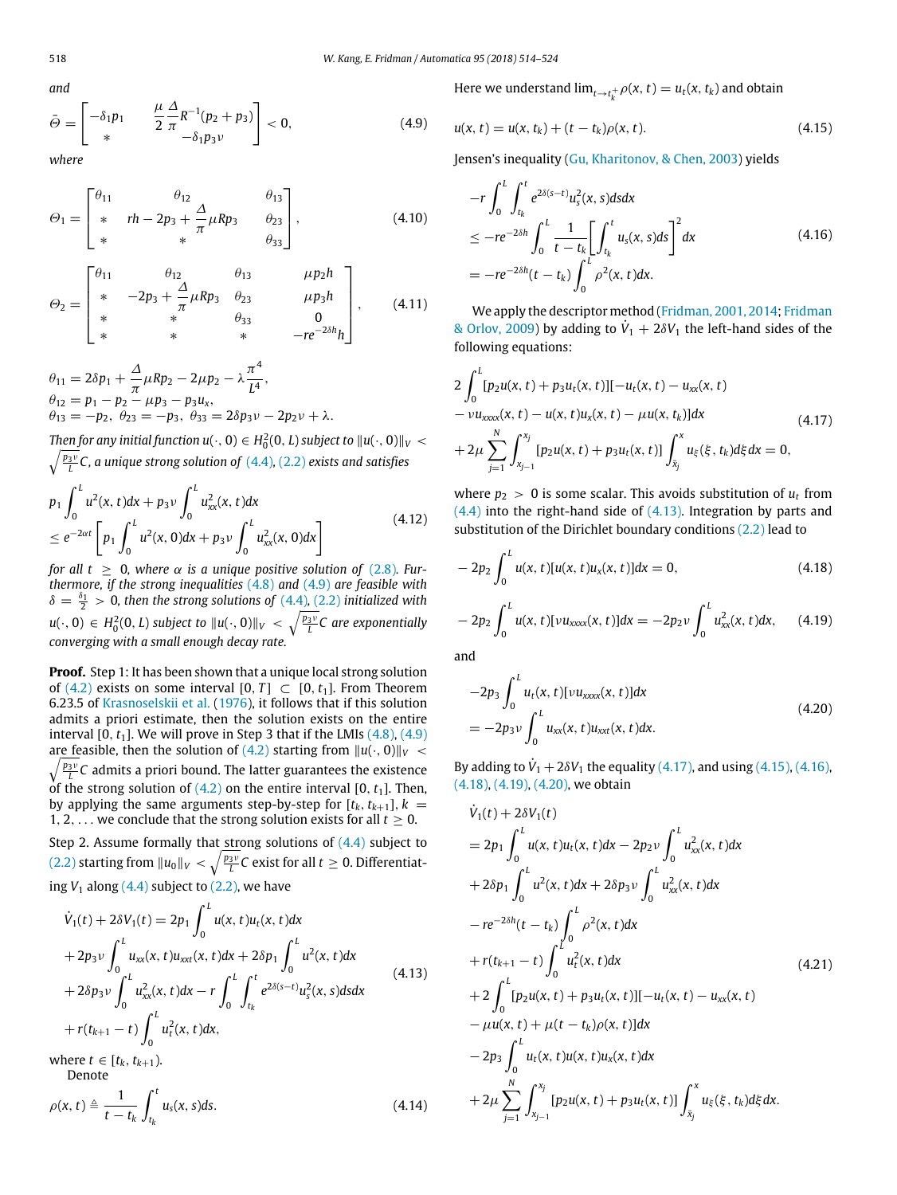*and*

$$\bar{\Theta} = \begin{bmatrix} -\delta_1 p_1 & \frac{\mu}{2}\frac{\Delta}{\pi}R^{-1}(p_2+p_3) \\ * & -\delta_1 p_3 \nu \end{bmatrix} < 0, \tag{4.9}$$

*where*

$$\Theta_1 = \begin{bmatrix} \theta_{11} & \theta_{12} & \theta_{13} \\ * & rh - 2p_3 + \frac{\Delta}{\pi}\mu R p_3 & \theta_{23} \\ * & * & \theta_{33} \end{bmatrix}, \tag{4.10}$$

$$\Theta_2 = \begin{bmatrix} \theta_{11} & \theta_{12} & \theta_{13} & \mu p_2 h \\ * & -2p_3 + \frac{\Delta}{\pi}\mu R p_3 & \theta_{23} & \mu p_3 h \\ * & * & \theta_{33} & 0 \\ * & * & * & -re^{-2\delta h}h \end{bmatrix}, \tag{4.11}$$

$$\theta_{11} = 2\delta p_1 + \frac{\Delta}{\pi}\mu R p_2 - 2\mu p_2 - \lambda\frac{\pi^4}{L^4},$$
$$\theta_{12} = p_1 - p_2 - \mu p_3 - p_3 u_x,$$
$$\theta_{13} = -p_2,\ \theta_{23} = -p_3,\ \theta_{33} = 2\delta p_3 \nu - 2p_2\nu + \lambda.$$

*Then for any initial function $u(\cdot,0) \in H_0^2(0,L)$ subject to $\|u(\cdot,0)\|_V < \sqrt{\frac{p_3\nu}{L}}C$, a unique strong solution of (4.4), (2.2) exists and satisfies*

$$\begin{aligned} &p_1\int_0^L u^2(x,t)dx + p_3\nu\int_0^L u_{xx}^2(x,t)dx \\ &\le e^{-2\alpha t}\left[p_1\int_0^L u^2(x,0)dx + p_3\nu\int_0^L u_{xx}^2(x,0)dx\right] \end{aligned} \tag{4.12}$$

*for all $t \geq 0$, where $\alpha$ is a unique positive solution of (2.8). Furthermore, if the strong inequalities (4.8) and (4.9) are feasible with $\delta = \frac{\delta_1}{2} > 0$, then the strong solutions of (4.4), (2.2) initialized with $u(\cdot,0) \in H_0^2(0,L)$ subject to $\|u(\cdot,0)\|_V < \sqrt{\frac{p_3\nu}{L}}C$ are exponentially converging with a small enough decay rate.*

**Proof.** Step 1: It has been shown that a unique local strong solution of (4.2) exists on some interval $[0,T] \subset [0,t_1]$. From Theorem 6.23.5 of Krasnoselskii et al. (1976), it follows that if this solution admits a priori estimate, then the solution exists on the entire interval $[0,t_1]$. We will prove in Step 3 that if the LMIs (4.8), (4.9) are feasible, then the solution of (4.2) starting from $\|u(\cdot,0)\|_V < \sqrt{\frac{p_3\nu}{L}}C$ admits a priori bound. The latter guarantees the existence of the strong solution of (4.2) on the entire interval $[0,t_1]$. Then, by applying the same arguments step-by-step for $[t_k,t_{k+1}]$, $k = 1,2,\ldots$ we conclude that the strong solution exists for all $t \geq 0$.

Step 2. Assume formally that strong solutions of (4.4) subject to (2.2) starting from $\|u_0\|_V < \sqrt{\frac{p_3\nu}{L}}C$ exist for all $t \geq 0$. Differentiating $V_1$ along (4.4) subject to (2.2), we have

$$\begin{aligned} &\dot{V}_1(t) + 2\delta V_1(t) = 2p_1\int_0^L u(x,t)u_t(x,t)dx \\ &+ 2p_3\nu\int_0^L u_{xx}(x,t)u_{xxt}(x,t)dx + 2\delta p_1\int_0^L u^2(x,t)dx \\ &+ 2\delta p_3\nu\int_0^L u_{xx}^2(x,t)dx - r\int_0^L\int_{t_k}^t e^{2\delta(s-t)}u_s^2(x,s)dsdx \\ &+ r(t_{k+1}-t)\int_0^L u_t^2(x,t)dx, \end{aligned} \tag{4.13}$$

where $t \in [t_k, t_{k+1})$.

Denote

$$\rho(x,t) \triangleq \frac{1}{t-t_k}\int_{t_k}^t u_s(x,s)ds. \tag{4.14}$$

Here we understand $\lim_{t\to t_k^+}\rho(x,t) = u_t(x,t_k)$ and obtain

$$u(x,t) = u(x,t_k) + (t-t_k)\rho(x,t). \tag{4.15}$$

Jensen's inequality (Gu, Kharitonov, & Chen, 2003) yields

$$\begin{aligned} &-r\int_0^L\int_{t_k}^t e^{2\delta(s-t)}u_s^2(x,s)dsdx \\ &\le -re^{-2\delta h}\int_0^L \frac{1}{t-t_k}\left[\int_{t_k}^t u_s(x,s)ds\right]^2 dx \\ &= -re^{-2\delta h}(t-t_k)\int_0^L \rho^2(x,t)dx. \end{aligned} \tag{4.16}$$

We apply the descriptor method (Fridman, 2001, 2014; Fridman & Orlov, 2009) by adding to $\dot{V}_1 + 2\delta V_1$ the left-hand sides of the following equations:

$$\begin{aligned} &2\int_0^L [p_2 u(x,t) + p_3 u_t(x,t)][-u_t(x,t) - u_{xx}(x,t) \\ &- \nu u_{xxxx}(x,t) - u(x,t)u_x(x,t) - \mu u(x,t_k)]dx \\ &+ 2\mu\sum_{j=1}^N \int_{x_{j-1}}^{x_j}[p_2 u(x,t) + p_3 u_t(x,t)]\int_{\bar{x}_j}^x u_\xi(\xi,t_k)d\xi dx = 0, \end{aligned} \tag{4.17}$$

where $p_2 > 0$ is some scalar. This avoids substitution of $u_t$ from (4.4) into the right-hand side of (4.13). Integration by parts and substitution of the Dirichlet boundary conditions (2.2) lead to

$$-2p_2\int_0^L u(x,t)[u(x,t)u_x(x,t)]dx = 0, \tag{4.18}$$

$$-2p_2\int_0^L u(x,t)[\nu u_{xxxx}(x,t)]dx = -2p_2\nu\int_0^L u_{xx}^2(x,t)dx, \tag{4.19}$$

and

$$\begin{aligned} &-2p_3\int_0^L u_t(x,t)[\nu u_{xxxx}(x,t)]dx \\ &= -2p_3\nu\int_0^L u_{xx}(x,t)u_{xxt}(x,t)dx. \end{aligned} \tag{4.20}$$

By adding to $\dot{V}_1 + 2\delta V_1$ the equality (4.17), and using (4.15), (4.16), (4.18), (4.19), (4.20), we obtain

$$\begin{aligned} &\dot{V}_1(t) + 2\delta V_1(t) \\ &= 2p_1\int_0^L u(x,t)u_t(x,t)dx - 2p_2\nu\int_0^L u_{xx}^2(x,t)dx \\ &+ 2\delta p_1\int_0^L u^2(x,t)dx + 2\delta p_3\nu\int_0^L u_{xx}^2(x,t)dx \\ &- re^{-2\delta h}(t-t_k)\int_0^L \rho^2(x,t)dx \\ &+ r(t_{k+1}-t)\int_0^L u_t^2(x,t)dx \\ &+ 2\int_0^L [p_2 u(x,t) + p_3 u_t(x,t)][-u_t(x,t) - u_{xx}(x,t) \\ &- \mu u(x,t) + \mu(t-t_k)\rho(x,t)]dx \\ &- 2p_3\int_0^L u_t(x,t)u(x,t)u_x(x,t)dx \\ &+ 2\mu\sum_{j=1}^N \int_{x_{j-1}}^{x_j}[p_2 u(x,t) + p_3 u_t(x,t)]\int_{\bar{x}_j}^x u_\xi(\xi,t_k)d\xi dx. \end{aligned} \tag{4.21}$$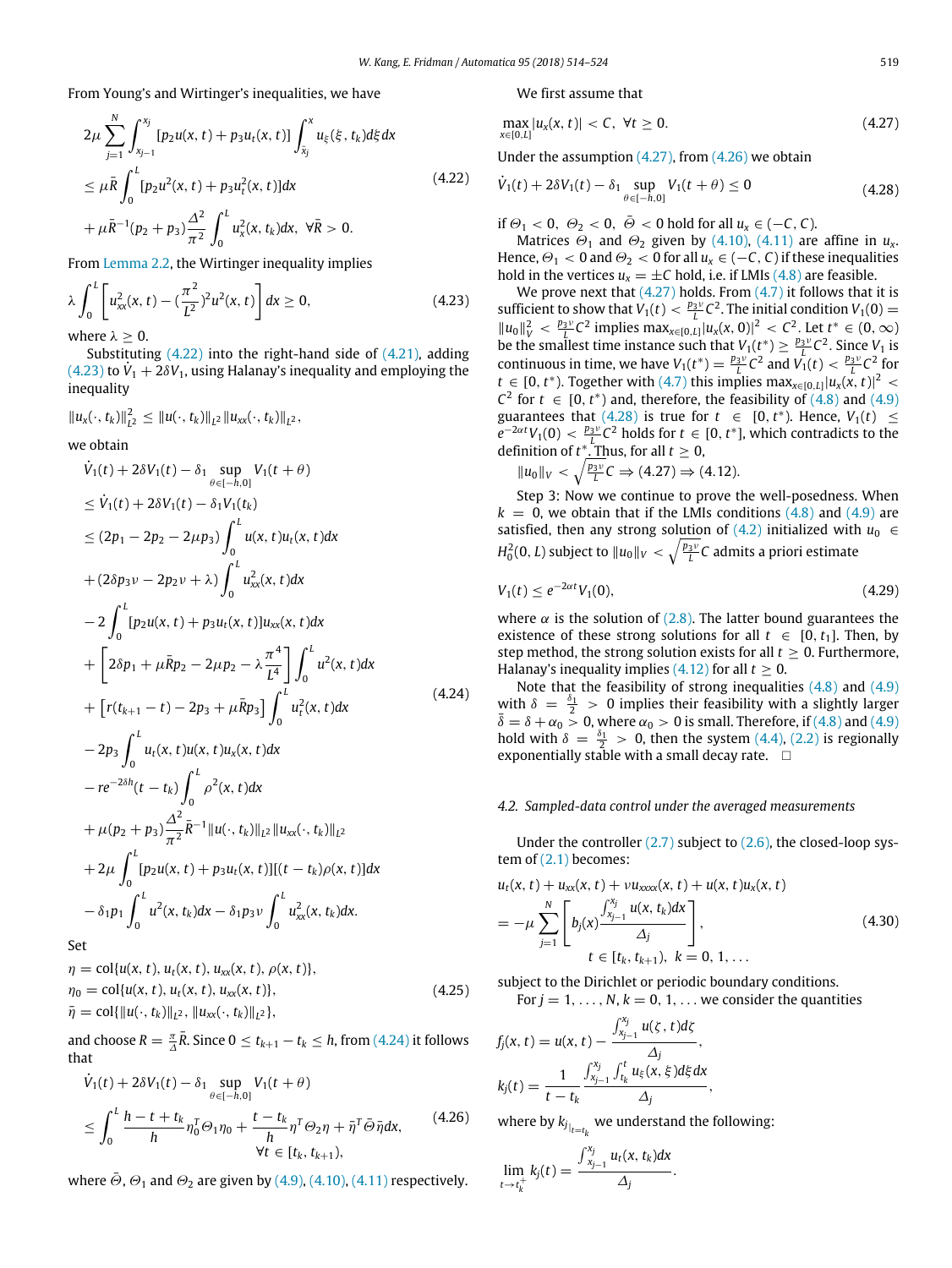From Young's and Wirtinger's inequalities, we have

$$
\begin{aligned}
&2\mu \sum_{j=1}^{N} \int_{x_{j-1}}^{x_j} [p_2 u(x,t) + p_3 u_t(x,t)] \int_{\bar{x}_j}^{x} u_\xi(\xi, t_k) d\xi dx \\
&\le \mu \bar{R} \int_0^L [p_2 u^2(x,t) + p_3 u_t^2(x,t)] dx \\
&+ \mu \bar{R}^{-1}(p_2 + p_3) \frac{\Delta^2}{\pi^2} \int_0^L u_x^2(x, t_k) dx, \ \forall \bar{R} > 0.
\end{aligned}
\tag{4.22}
$$

From Lemma 2.2, the Wirtinger inequality implies

$$
\lambda \int_0^L \left[ u_{xx}^2(x,t) - (\frac{\pi^2}{L^2})^2 u^2(x,t) \right] dx \ge 0, \tag{4.23}
$$

where $\lambda \ge 0$.

Substituting (4.22) into the right-hand side of (4.21), adding (4.23) to $\dot{V}_1 + 2\delta V_1$, using Halanay's inequality and employing the inequality

$$
\|u_x(\cdot, t_k)\|_{L^2}^2 \le \|u(\cdot, t_k)\|_{L^2} \|u_{xx}(\cdot, t_k)\|_{L^2},
$$

we obtain

$$
\begin{aligned}
&\dot{V}_1(t) + 2\delta V_1(t) - \delta_1 \sup_{\theta \in [-h,0]} V_1(t+\theta) \\
&\le \dot{V}_1(t) + 2\delta V_1(t) - \delta_1 V_1(t_k) \\
&\le (2p_1 - 2p_2 - 2\mu p_3) \int_0^L u(x,t) u_t(x,t) dx \\
&+ (2\delta p_3 \nu - 2p_2 \nu + \lambda) \int_0^L u_{xx}^2(x,t) dx \\
&- 2\int_0^L [p_2 u(x,t) + p_3 u_t(x,t)] u_{xx}(x,t) dx \\
&+ \left[ 2\delta p_1 + \mu \bar{R} p_2 - 2\mu p_2 - \lambda \frac{\pi^4}{L^4} \right] \int_0^L u^2(x,t) dx \\
&+ \left[ r(t_{k+1} - t) - 2p_3 + \mu \bar{R} p_3 \right] \int_0^L u_t^2(x,t) dx \\
&- 2p_3 \int_0^L u_t(x,t) u(x,t) u_x(x,t) dx \\
&- r e^{-2\delta h}(t - t_k) \int_0^L \rho^2(x,t) dx \\
&+ \mu(p_2 + p_3) \frac{\Delta^2}{\pi^2} \bar{R}^{-1} \|u(\cdot, t_k)\|_{L^2} \|u_{xx}(\cdot, t_k)\|_{L^2} \\
&+ 2\mu \int_0^L [p_2 u(x,t) + p_3 u_t(x,t)][(t - t_k)\rho(x,t)] dx \\
&- \delta_1 p_1 \int_0^L u^2(x, t_k) dx - \delta_1 p_3 \nu \int_0^L u_{xx}^2(x, t_k) dx.
\end{aligned}
\tag{4.24}
$$

Set

$$
\begin{aligned}
&\eta = \mathrm{col}\{u(x,t), u_t(x,t), u_{xx}(x,t), \rho(x,t)\}, \\
&\eta_0 = \mathrm{col}\{u(x,t), u_t(x,t), u_{xx}(x,t)\}, \\
&\bar{\eta} = \mathrm{col}\{\|u(\cdot, t_k)\|_{L^2}, \|u_{xx}(\cdot, t_k)\|_{L^2}\},
\end{aligned}
\tag{4.25}
$$

and choose $R = \frac{\pi}{\Delta}\bar{R}$. Since $0 \le t_{k+1} - t_k \le h$, from (4.24) it follows that

$$
\begin{aligned}
&\dot{V}_1(t) + 2\delta V_1(t) - \delta_1 \sup_{\theta \in [-h,0]} V_1(t+\theta) \\
&\le \int_0^L \frac{h - t + t_k}{h} \eta_0^T \Theta_1 \eta_0 + \frac{t - t_k}{h} \eta^T \Theta_2 \eta + \bar{\eta}^T \bar{\Theta} \bar{\eta} dx, \\
&\qquad \forall t \in [t_k, t_{k+1}),
\end{aligned}
\tag{4.26}
$$

where $\bar{\Theta}$, $\Theta_1$ and $\Theta_2$ are given by (4.9), (4.10), (4.11) respectively.

We first assume that

$$
\max_{x \in [0,L]} |u_x(x,t)| < C, \ \forall t \ge 0. \tag{4.27}
$$

Under the assumption (4.27), from (4.26) we obtain

$$
\dot{V}_1(t) + 2\delta V_1(t) - \delta_1 \sup_{\theta \in [-h,0]} V_1(t+\theta) \le 0 \tag{4.28}
$$

if $\Theta_1 < 0$, $\Theta_2 < 0$, $\bar{\Theta} < 0$ hold for all $u_x \in (-C, C)$.

Matrices $\Theta_1$ and $\Theta_2$ given by (4.10), (4.11) are affine in $u_x$. Hence, $\Theta_1 < 0$ and $\Theta_2 < 0$ for all $u_x \in (-C, C)$ if these inequalities hold in the vertices $u_x = \pm C$ hold, i.e. if LMIs (4.8) are feasible.

We prove next that (4.27) holds. From (4.7) it follows that it is sufficient to show that $V_1(t) < \frac{p_3 \nu}{L} C^2$. The initial condition $V_1(0) = \|u_0\|_V^2 < \frac{p_3 \nu}{L} C^2$ implies $\max_{x \in [0,L]} |u_x(x,0)|^2 < C^2$. Let $t^* \in (0, \infty)$ be the smallest time instance such that $V_1(t^*) \ge \frac{p_3 \nu}{L} C^2$. Since $V_1$ is continuous in time, we have $V_1(t^*) = \frac{p_3 \nu}{L} C^2$ and $V_1(t) < \frac{p_3 \nu}{L} C^2$ for $t \in [0, t^*)$. Together with (4.7) this implies $\max_{x \in [0,L]} |u_x(x,t)|^2 < C^2$ for $t \in [0, t^*)$ and, therefore, the feasibility of (4.8) and (4.9) guarantees that (4.28) is true for $t \in [0, t^*)$. Hence, $V_1(t) \le e^{-2\alpha t} V_1(0) < \frac{p_3 \nu}{L} C^2$ holds for $t \in [0, t^*]$, which contradicts to the definition of $t^*$. Thus, for all $t \ge 0$,

$\|u_0\|_V < \sqrt{\frac{p_3 \nu}{L}} C \Rightarrow (4.27) \Rightarrow (4.12).$

Step 3: Now we continue to prove the well-posedness. When $k = 0$, we obtain that if the LMIs conditions (4.8) and (4.9) are satisfied, then any strong solution of (4.2) initialized with $u_0 \in H_0^2(0, L)$ subject to $\|u_0\|_V < \sqrt{\frac{p_3 \nu}{L}} C$ admits a priori estimate

$$
V_1(t) \le e^{-2\alpha t} V_1(0), \tag{4.29}
$$

where $\alpha$ is the solution of (2.8). The latter bound guarantees the existence of these strong solutions for all $t \in [0, t_1]$. Then, by step method, the strong solution exists for all $t \ge 0$. Furthermore, Halanay's inequality implies (4.12) for all $t \ge 0$.

Note that the feasibility of strong inequalities (4.8) and (4.9) with $\delta = \frac{\delta_1}{2} > 0$ implies their feasibility with a slightly larger $\bar{\delta} = \delta + \alpha_0 > 0$, where $\alpha_0 > 0$ is small. Therefore, if (4.8) and (4.9) hold with $\delta = \frac{\delta_1}{2} > 0$, then the system (4.4), (2.2) is regionally exponentially stable with a small decay rate. □

### 4.2. Sampled-data control under the averaged measurements

Under the controller (2.7) subject to (2.6), the closed-loop system of (2.1) becomes:

$$
\begin{aligned}
&u_t(x,t) + u_{xx}(x,t) + \nu u_{xxxx}(x,t) + u(x,t) u_x(x,t) \\
&= -\mu \sum_{j=1}^{N} \left[ b_j(x) \frac{\int_{x_{j-1}}^{x_j} u(x, t_k) dx}{\Delta_j} \right], \\
&\qquad t \in [t_k, t_{k+1}), \ k = 0, 1, \dots
\end{aligned}
\tag{4.30}
$$

subject to the Dirichlet or periodic boundary conditions.

For $j = 1, \dots, N$, $k = 0, 1, \dots$ we consider the quantities

$$
f_j(x,t) = u(x,t) - \frac{\int_{x_{j-1}}^{x_j} u(\zeta, t) d\zeta}{\Delta_j},
$$

$$
k_j(t) = \frac{1}{t - t_k} \frac{\int_{x_{j-1}}^{x_j} \int_{t_k}^{t} u_\xi(x, \xi) d\xi dx}{\Delta_j},
$$

where by $k_j|_{t=t_k}$ we understand the following:

$$
\lim_{t \to t_k^+} k_j(t) = \frac{\int_{x_{j-1}}^{x_j} u_t(x, t_k) dx}{\Delta_j}.
$$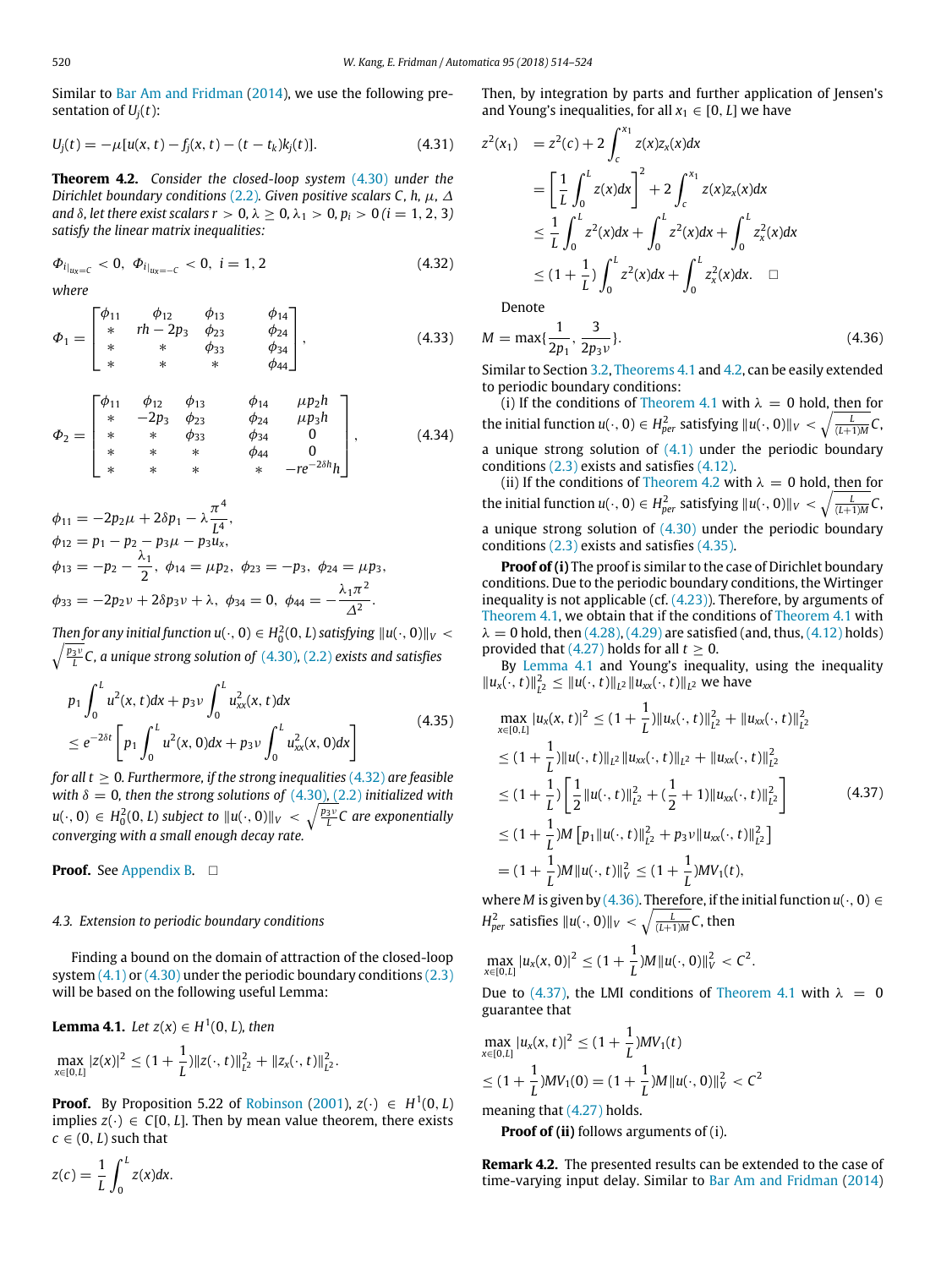Similar to Bar Am and Fridman (2014), we use the following presentation of $U_j(t)$:

$$U_j(t) = -\mu[u(x,t) - f_j(x,t) - (t-t_k)k_j(t)]. \tag{4.31}$$

**Theorem 4.2.** *Consider the closed-loop system (4.30) under the Dirichlet boundary conditions (2.2). Given positive scalars $C$, $h$, $\mu$, $\Delta$ and $\delta$, let there exist scalars $r > 0, \lambda \geq 0, \lambda_1 > 0, p_i > 0\, (i = 1, 2, 3)$ satisfy the linear matrix inequalities:*

$$\Phi_{i|_{u_x=C}} < 0,\ \ \Phi_{i|_{u_x=-C}} < 0,\ \ i = 1, 2 \tag{4.32}$$

*where*

$$\Phi_1 = \begin{bmatrix} \phi_{11} & \phi_{12} & \phi_{13} & \phi_{14} \\ * & rh - 2p_3 & \phi_{23} & \phi_{24} \\ * & * & \phi_{33} & \phi_{34} \\ * & * & * & \phi_{44} \end{bmatrix}, \tag{4.33}$$

$$\Phi_2 = \begin{bmatrix} \phi_{11} & \phi_{12} & \phi_{13} & \phi_{14} & \mu p_2 h \\ * & -2p_3 & \phi_{23} & \phi_{24} & \mu p_3 h \\ * & * & \phi_{33} & \phi_{34} & 0 \\ * & * & * & \phi_{44} & 0 \\ * & * & * & * & -re^{-2\delta h}h \end{bmatrix}, \tag{4.34}$$

$$\phi_{11} = -2p_2\mu + 2\delta p_1 - \lambda\frac{\pi^4}{L^4},$$
$$\phi_{12} = p_1 - p_2 - p_3\mu - p_3 u_x,$$
$$\phi_{13} = -p_2 - \frac{\lambda_1}{2},\ \phi_{14} = \mu p_2,\ \phi_{23} = -p_3,\ \phi_{24} = \mu p_3,$$
$$\phi_{33} = -2p_2\nu + 2\delta p_3\nu + \lambda,\ \phi_{34} = 0,\ \phi_{44} = -\frac{\lambda_1 \pi^2}{\Delta^2}.$$

*Then for any initial function $u(\cdot,0) \in H_0^2(0,L)$ satisfying $\|u(\cdot,0)\|_V < \sqrt{\frac{p_3\nu}{L}}C$, a unique strong solution of (4.30), (2.2) exists and satisfies*

$$\begin{aligned} &p_1\int_0^L u^2(x,t)dx + p_3\nu\int_0^L u_{xx}^2(x,t)dx \\ &\leq e^{-2\delta t}\left[p_1\int_0^L u^2(x,0)dx + p_3\nu\int_0^L u_{xx}^2(x,0)dx\right] \end{aligned} \tag{4.35}$$

*for all $t \geq 0$. Furthermore, if the strong inequalities (4.32) are feasible with $\delta = 0$, then the strong solutions of (4.30), (2.2) initialized with $u(\cdot,0) \in H_0^2(0,L)$ subject to $\|u(\cdot,0)\|_V < \sqrt{\frac{p_3\nu}{L}}C$ are exponentially converging with a small enough decay rate.*

**Proof.** See Appendix B. □

### 4.3. Extension to periodic boundary conditions

Finding a bound on the domain of attraction of the closed-loop system (4.1) or (4.30) under the periodic boundary conditions (2.3) will be based on the following useful Lemma:

**Lemma 4.1.** *Let $z(x) \in H^1(0,L)$, then*

$$\max_{x\in[0,L]} |z(x)|^2 \leq (1+\frac{1}{L})\|z(\cdot,t)\|_{L^2}^2 + \|z_x(\cdot,t)\|_{L^2}^2.$$

**Proof.** By Proposition 5.22 of Robinson (2001), $z(\cdot) \in H^1(0,L)$ implies $z(\cdot) \in C[0,L]$. Then by mean value theorem, there exists $c \in (0,L)$ such that

$$z(c) = \frac{1}{L}\int_0^L z(x)dx.$$

Then, by integration by parts and further application of Jensen's and Young's inequalities, for all $x_1 \in [0,L]$ we have

$$\begin{aligned} z^2(x_1) &= z^2(c) + 2\int_c^{x_1} z(x)z_x(x)dx \\ &= \left[\frac{1}{L}\int_0^L z(x)dx\right]^2 + 2\int_c^{x_1} z(x)z_x(x)dx \\ &\leq \frac{1}{L}\int_0^L z^2(x)dx + \int_0^L z^2(x)dx + \int_0^L z_x^2(x)dx \\ &\leq (1+\frac{1}{L})\int_0^L z^2(x)dx + \int_0^L z_x^2(x)dx. \quad \square \end{aligned}$$

Denote

$$M = \max\{\frac{1}{2p_1}, \frac{3}{2p_3\nu}\}. \tag{4.36}$$

Similar to Section 3.2, Theorems 4.1 and 4.2, can be easily extended to periodic boundary conditions:

(i) If the conditions of Theorem 4.1 with $\lambda = 0$ hold, then for the initial function $u(\cdot,0) \in H_{per}^2$ satisfying $\|u(\cdot,0)\|_V < \sqrt{\frac{L}{(L+1)M}}C$, a unique strong solution of (4.1) under the periodic boundary conditions (2.3) exists and satisfies (4.12).

(ii) If the conditions of Theorem 4.2 with $\lambda = 0$ hold, then for the initial function $u(\cdot,0) \in H_{per}^2$ satisfying $\|u(\cdot,0)\|_V < \sqrt{\frac{L}{(L+1)M}}C$, a unique strong solution of (4.30) under the periodic boundary conditions (2.3) exists and satisfies (4.35).

**Proof of (i)** The proof is similar to the case of Dirichlet boundary conditions. Due to the periodic boundary conditions, the Wirtinger inequality is not applicable (cf. (4.23)). Therefore, by arguments of Theorem 4.1, we obtain that if the conditions of Theorem 4.1 with $\lambda = 0$ hold, then (4.28), (4.29) are satisfied (and, thus, (4.12) holds) provided that (4.27) holds for all $t \geq 0$.

By Lemma 4.1 and Young's inequality, using the inequality $\|u_x(\cdot,t)\|_{L^2}^2 \leq \|u(\cdot,t)\|_{L^2}\|u_{xx}(\cdot,t)\|_{L^2}$ we have

$$\begin{aligned} &\max_{x\in[0,L]} |u_x(x,t)|^2 \leq (1+\frac{1}{L})\|u_x(\cdot,t)\|_{L^2}^2 + \|u_{xx}(\cdot,t)\|_{L^2}^2 \\ &\leq (1+\frac{1}{L})\|u(\cdot,t)\|_{L^2}\|u_{xx}(\cdot,t)\|_{L^2} + \|u_{xx}(\cdot,t)\|_{L^2}^2 \\ &\leq (1+\frac{1}{L})\left[\frac{1}{2}\|u(\cdot,t)\|_{L^2}^2 + (\frac{1}{2}+1)\|u_{xx}(\cdot,t)\|_{L^2}^2\right] \\ &\leq (1+\frac{1}{L})M\left[p_1\|u(\cdot,t)\|_{L^2}^2 + p_3\nu\|u_{xx}(\cdot,t)\|_{L^2}^2\right] \\ &= (1+\frac{1}{L})M\|u(\cdot,t)\|_V^2 \leq (1+\frac{1}{L})MV_1(t), \end{aligned} \tag{4.37}$$

where $M$ is given by (4.36). Therefore, if the initial function $u(\cdot,0) \in H_{per}^2$ satisfies $\|u(\cdot,0)\|_V < \sqrt{\frac{L}{(L+1)M}}C$, then

$$\max_{x\in[0,L]} |u_x(x,0)|^2 \leq (1+\frac{1}{L})M\|u(\cdot,0)\|_V^2 < C^2.$$

Due to (4.37), the LMI conditions of Theorem 4.1 with $\lambda = 0$ guarantee that

$$\begin{aligned} &\max_{x\in[0,L]} |u_x(x,t)|^2 \leq (1+\frac{1}{L})MV_1(t) \\ &\leq (1+\frac{1}{L})MV_1(0) = (1+\frac{1}{L})M\|u(\cdot,0)\|_V^2 < C^2 \end{aligned}$$

meaning that (4.27) holds.

**Proof of (ii)** follows arguments of (i).

**Remark 4.2.** The presented results can be extended to the case of time-varying input delay. Similar to Bar Am and Fridman (2014)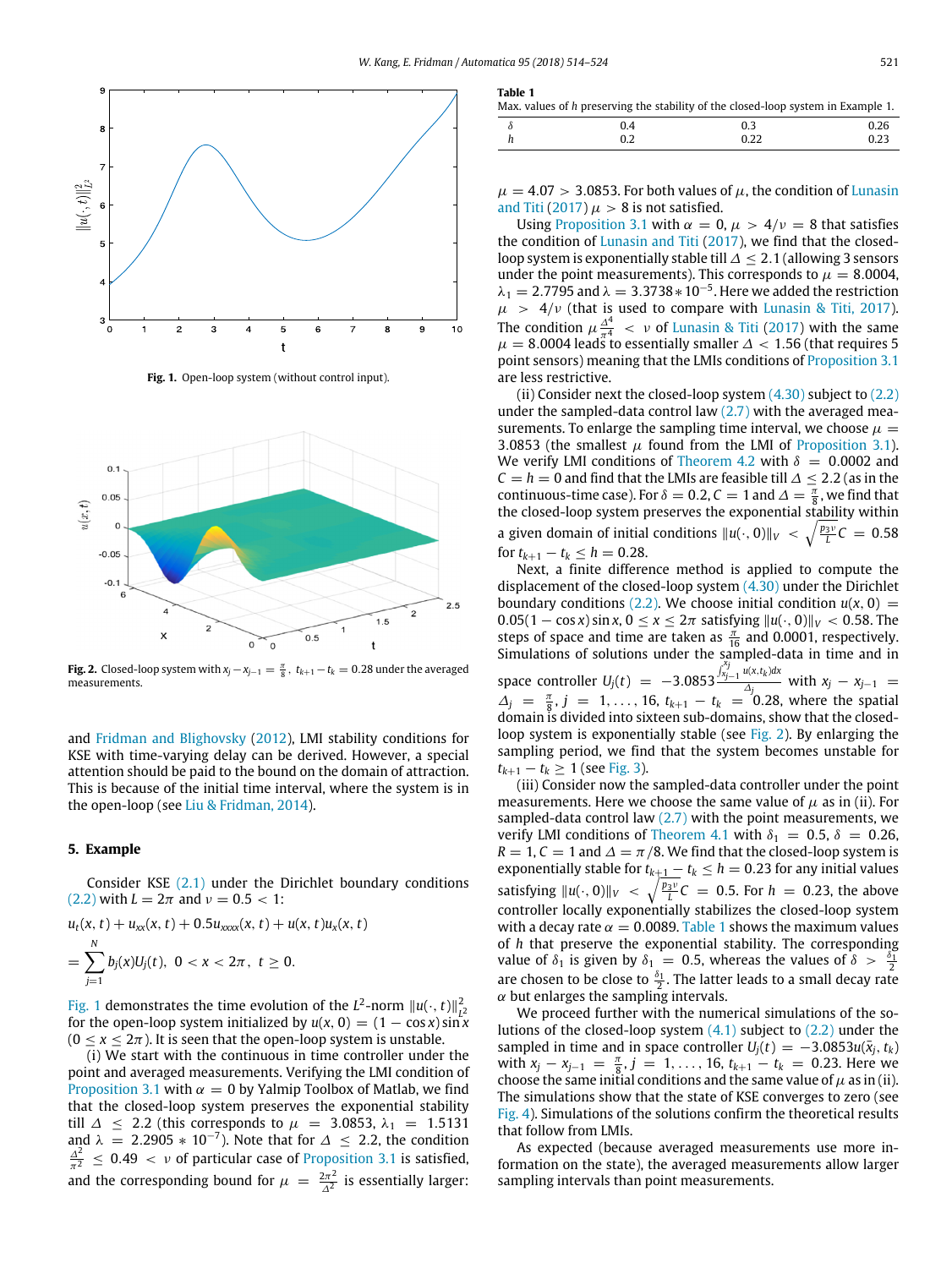Fig. 1. Open-loop system (without control input).

Fig. 2. Closed-loop system with $x_j - x_{j-1} = \frac{\pi}{8}$, $t_{k+1} - t_k = 0.28$ under the averaged measurements.

and Fridman and Blighovsky (2012), LMI stability conditions for KSE with time-varying delay can be derived. However, a special attention should be paid to the bound on the domain of attraction. This is because of the initial time interval, where the system is in the open-loop (see Liu & Fridman, 2014).

## 5. Example

Consider KSE (2.1) under the Dirichlet boundary conditions (2.2) with $L = 2\pi$ and $\nu = 0.5 < 1$:

$$u_t(x,t) + u_{xx}(x,t) + 0.5u_{xxxx}(x,t) + u(x,t)u_x(x,t)$$

$$= \sum_{j=1}^{N} b_j(x)U_j(t), \;\; 0 < x < 2\pi, \;\; t \geq 0.$$

Fig. 1 demonstrates the time evolution of the $L^2$-norm $\|u(\cdot,t)\|^2_{L^2}$ for the open-loop system initialized by $u(x,0) = (1 - \cos x)\sin x$ $(0 \leq x \leq 2\pi)$. It is seen that the open-loop system is unstable.

(i) We start with the continuous in time controller under the point and averaged measurements. Verifying the LMI condition of Proposition 3.1 with $\alpha = 0$ by Yalmip Toolbox of Matlab, we find that the closed-loop system preserves the exponential stability till $\Delta \leq 2.2$ (this corresponds to $\mu = 3.0853$, $\lambda_1 = 1.5131$ and $\lambda = 2.2905 * 10^{-7}$). Note that for $\Delta \leq 2.2$, the condition $\frac{\Delta^2}{\pi^2} \leq 0.49 < \nu$ of particular case of Proposition 3.1 is satisfied, and the corresponding bound for $\mu = \frac{2\pi^2}{\Delta^2}$ is essentially larger:

**Table 1**
Max. values of $h$ preserving the stability of the closed-loop system in Example 1.

| $\delta$ | 0.4 | 0.3 | 0.26 |
|---|---|---|---|
| $h$ | 0.2 | 0.22 | 0.23 |

$\mu = 4.07 > 3.0853$. For both values of $\mu$, the condition of Lunasin and Titi (2017) $\mu > 8$ is not satisfied.

Using Proposition 3.1 with $\alpha = 0$, $\mu > 4/\nu = 8$ that satisfies the condition of Lunasin and Titi (2017), we find that the closed-loop system is exponentially stable till $\Delta \leq 2.1$ (allowing 3 sensors under the point measurements). This corresponds to $\mu = 8.0004$, $\lambda_1 = 2.7795$ and $\lambda = 3.3738 * 10^{-5}$. Here we added the restriction $\mu > 4/\nu$ (that is used to compare with Lunasin & Titi, 2017). The condition $\mu\frac{\Delta^4}{\pi^4} < \nu$ of Lunasin & Titi (2017) with the same $\mu = 8.0004$ leads to essentially smaller $\Delta < 1.56$ (that requires 5 point sensors) meaning that the LMIs conditions of Proposition 3.1 are less restrictive.

(ii) Consider next the closed-loop system (4.30) subject to (2.2) under the sampled-data control law (2.7) with the averaged measurements. To enlarge the sampling time interval, we choose $\mu = 3.0853$ (the smallest $\mu$ found from the LMI of Proposition 3.1). We verify LMI conditions of Theorem 4.2 with $\delta = 0.0002$ and $C = h = 0$ and find that the LMIs are feasible till $\Delta \leq 2.2$ (as in the continuous-time case). For $\delta = 0.2$, $C = 1$ and $\Delta = \frac{\pi}{8}$, we find that the closed-loop system preserves the exponential stability within a given domain of initial conditions $\|u(\cdot,0)\|_V < \sqrt{\frac{p_3\nu}{L}}C = 0.58$ for $t_{k+1} - t_k \leq h = 0.28$.

Next, a finite difference method is applied to compute the displacement of the closed-loop system (4.30) under the Dirichlet boundary conditions (2.2). We choose initial condition $u(x,0) = 0.05(1 - \cos x)\sin x$, $0 \leq x \leq 2\pi$ satisfying $\|u(\cdot,0)\|_V < 0.58$. The steps of space and time are taken as $\frac{\pi}{16}$ and 0.0001, respectively. Simulations of solutions under the sampled-data in time and in space controller $U_j(t) = -3.0853\frac{\int_{x_{j-1}}^{x_j} u(x,t_k)dx}{\Delta_j}$ with $x_j - x_{j-1} = \Delta_j = \frac{\pi}{8}$, $j = 1,\ldots,16$, $t_{k+1} - t_k = 0.28$, where the spatial domain is divided into sixteen sub-domains, show that the closed-loop system is exponentially stable (see Fig. 2). By enlarging the sampling period, we find that the system becomes unstable for $t_{k+1} - t_k \geq 1$ (see Fig. 3).

(iii) Consider now the sampled-data controller under the point measurements. Here we choose the same value of $\mu$ as in (ii). For sampled-data control law (2.7) with the point measurements, we verify LMI conditions of Theorem 4.1 with $\delta_1 = 0.5$, $\delta = 0.26$, $R = 1$, $C = 1$ and $\Delta = \pi/8$. We find that the closed-loop system is exponentially stable for $t_{k+1} - t_k \leq h = 0.23$ for any initial values satisfying $\|u(\cdot,0)\|_V < \sqrt{\frac{p_3\nu}{L}}C = 0.5$. For $h = 0.23$, the above controller locally exponentially stabilizes the closed-loop system with a decay rate $\alpha = 0.0089$. Table 1 shows the maximum values of $h$ that preserve the exponential stability. The corresponding value of $\delta_1$ is given by $\delta_1 = 0.5$, whereas the values of $\delta > \frac{\delta_1}{2}$ are chosen to be close to $\frac{\delta_1}{2}$. The latter leads to a small decay rate $\alpha$ but enlarges the sampling intervals.

We proceed further with the numerical simulations of the solutions of the closed-loop system (4.1) subject to (2.2) under the sampled in time and in space controller $U_j(t) = -3.0853u(\bar{x}_j, t_k)$ with $x_j - x_{j-1} = \frac{\pi}{8}$, $j = 1,\ldots,16$, $t_{k+1} - t_k = 0.23$. Here we choose the same initial conditions and the same value of $\mu$ as in (ii). The simulations show that the state of KSE converges to zero (see Fig. 4). Simulations of the solutions confirm the theoretical results that follow from LMIs.

As expected (because averaged measurements use more information on the state), the averaged measurements allow larger sampling intervals than point measurements.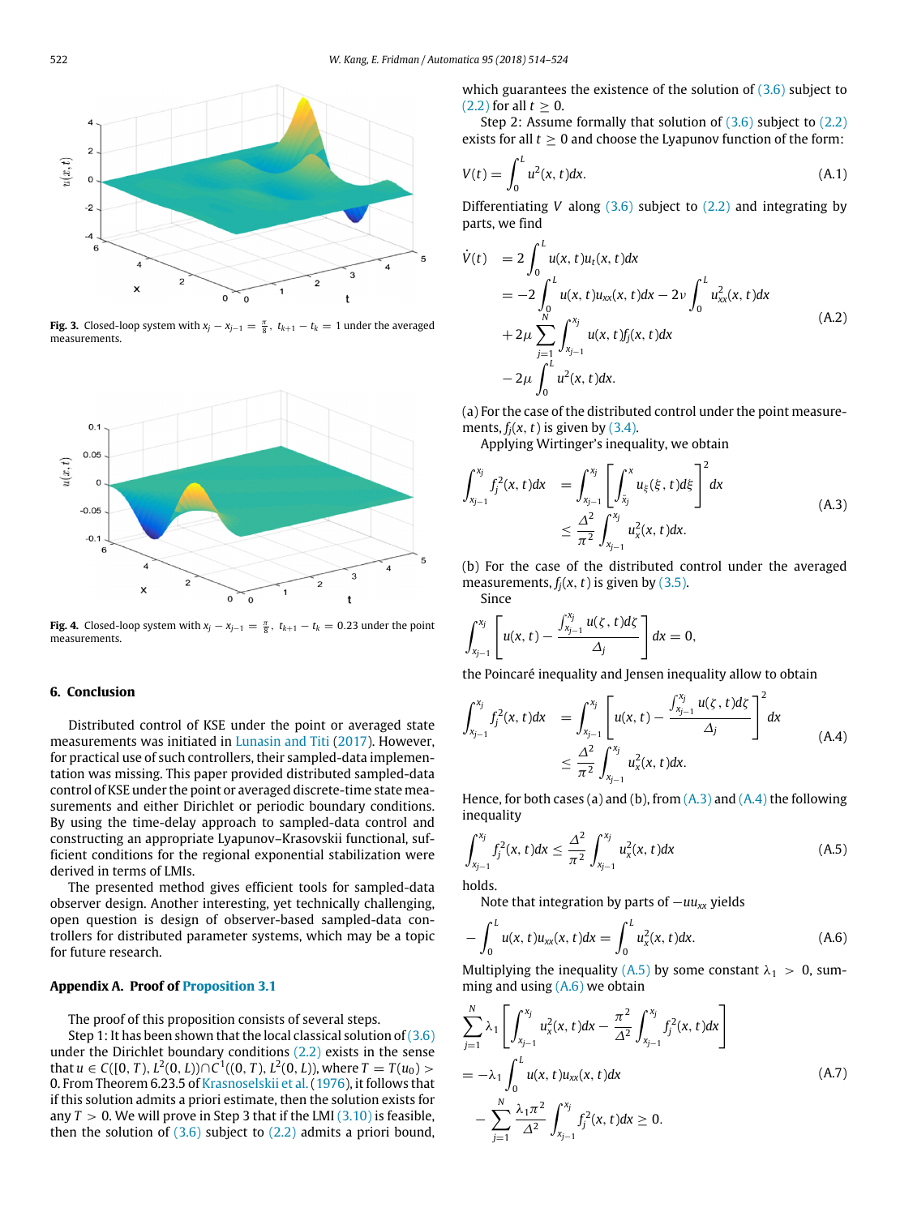Fig. 3. Closed-loop system with $x_j - x_{j-1} = \frac{\pi}{8}$, $t_{k+1} - t_k = 1$ under the averaged measurements.

Fig. 4. Closed-loop system with $x_j - x_{j-1} = \frac{\pi}{8}$, $t_{k+1} - t_k = 0.23$ under the point measurements.

## 6. Conclusion

Distributed control of KSE under the point or averaged state measurements was initiated in Lunasin and Titi (2017). However, for practical use of such controllers, their sampled-data implementation was missing. This paper provided distributed sampled-data control of KSE under the point or averaged discrete-time state measurements and either Dirichlet or periodic boundary conditions. By using the time-delay approach to sampled-data control and constructing an appropriate Lyapunov–Krasovskii functional, sufficient conditions for the regional exponential stabilization were derived in terms of LMIs.

The presented method gives efficient tools for sampled-data observer design. Another interesting, yet technically challenging, open question is design of observer-based sampled-data controllers for distributed parameter systems, which may be a topic for future research.

## Appendix A. Proof of Proposition 3.1

The proof of this proposition consists of several steps.

Step 1: It has been shown that the local classical solution of (3.6) under the Dirichlet boundary conditions (2.2) exists in the sense that $u \in C([0, T), L^2(0, L)) \cap C^1((0, T), L^2(0, L))$, where $T = T(u_0) > 0$. From Theorem 6.23.5 of Krasnoselskii et al. (1976), it follows that if this solution admits a priori estimate, then the solution exists for any $T > 0$. We will prove in Step 3 that if the LMI (3.10) is feasible, then the solution of (3.6) subject to (2.2) admits a priori bound, which guarantees the existence of the solution of (3.6) subject to (2.2) for all $t \geq 0$.

Step 2: Assume formally that solution of (3.6) subject to (2.2) exists for all $t \geq 0$ and choose the Lyapunov function of the form:

$$V(t) = \int_0^L u^2(x, t)dx. \tag{A.1}$$

Differentiating $V$ along (3.6) subject to (2.2) and integrating by parts, we find

$$\begin{aligned}
\dot{V}(t) &= 2\int_0^L u(x, t)u_t(x, t)dx \\
&= -2\int_0^L u(x, t)u_{xx}(x, t)dx - 2\nu\int_0^L u_{xx}^2(x, t)dx \\
&\quad + 2\mu\sum_{j=1}^N \int_{x_{j-1}}^{x_j} u(x, t)f_j(x, t)dx \\
&\quad - 2\mu\int_0^L u^2(x, t)dx.
\end{aligned} \tag{A.2}$$

(a) For the case of the distributed control under the point measurements, $f_j(x, t)$ is given by (3.4).

Applying Wirtinger's inequality, we obtain

$$\begin{aligned}
\int_{x_{j-1}}^{x_j} f_j^2(x, t)dx &= \int_{x_{j-1}}^{x_j} \left[\int_{\bar{x}_j}^{x} u_\xi(\xi, t)d\xi\right]^2 dx \\
&\leq \frac{\Delta^2}{\pi^2}\int_{x_{j-1}}^{x_j} u_x^2(x, t)dx.
\end{aligned} \tag{A.3}$$

(b) For the case of the distributed control under the averaged measurements, $f_j(x, t)$ is given by (3.5).

Since

$$\int_{x_{j-1}}^{x_j} \left[u(x, t) - \frac{\int_{x_{j-1}}^{x_j} u(\zeta, t)d\zeta}{\Delta_j}\right] dx = 0,$$

the Poincaré inequality and Jensen inequality allow to obtain

$$\begin{aligned}
\int_{x_{j-1}}^{x_j} f_j^2(x, t)dx &= \int_{x_{j-1}}^{x_j} \left[u(x, t) - \frac{\int_{x_{j-1}}^{x_j} u(\zeta, t)d\zeta}{\Delta_j}\right]^2 dx \\
&\leq \frac{\Delta^2}{\pi^2}\int_{x_{j-1}}^{x_j} u_x^2(x, t)dx.
\end{aligned} \tag{A.4}$$

Hence, for both cases (a) and (b), from (A.3) and (A.4) the following inequality

$$\int_{x_{j-1}}^{x_j} f_j^2(x, t)dx \leq \frac{\Delta^2}{\pi^2}\int_{x_{j-1}}^{x_j} u_x^2(x, t)dx \tag{A.5}$$

holds.

Note that integration by parts of $-uu_{xx}$ yields

$$-\int_0^L u(x, t)u_{xx}(x, t)dx = \int_0^L u_x^2(x, t)dx. \tag{A.6}$$

Multiplying the inequality (A.5) by some constant $\lambda_1 > 0$, summing and using (A.6) we obtain

$$\begin{aligned}
&\sum_{j=1}^N \lambda_1\left[\int_{x_{j-1}}^{x_j} u_x^2(x, t)dx - \frac{\pi^2}{\Delta^2}\int_{x_{j-1}}^{x_j} f_j^2(x, t)dx\right] \\
&= -\lambda_1\int_0^L u(x, t)u_{xx}(x, t)dx \\
&\quad - \sum_{j=1}^N \frac{\lambda_1\pi^2}{\Delta^2}\int_{x_{j-1}}^{x_j} f_j^2(x, t)dx \geq 0.
\end{aligned} \tag{A.7}$$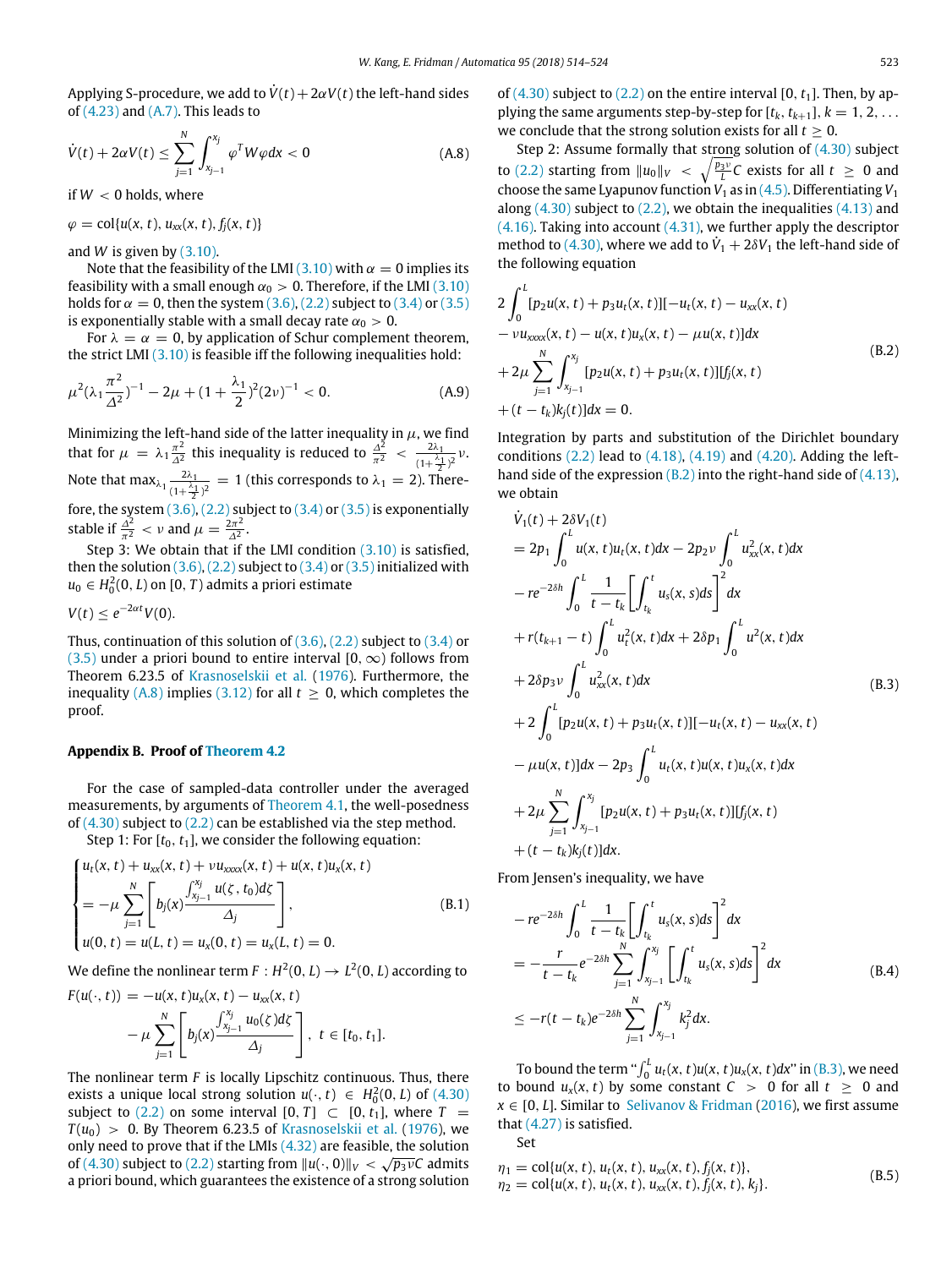Applying S-procedure, we add to $\dot{V}(t)+2\alpha V(t)$ the left-hand sides of (4.23) and (A.7). This leads to

$$\dot{V}(t)+2\alpha V(t) \leq \sum_{j=1}^{N}\int_{x_{j-1}}^{x_j}\varphi^T W\varphi dx < 0 \tag{A.8}$$

if $W<0$ holds, where

$$\varphi = \text{col}\{u(x,t), u_{xx}(x,t), f_j(x,t)\}$$

and $W$ is given by (3.10).

Note that the feasibility of the LMI (3.10) with $\alpha=0$ implies its feasibility with a small enough $\alpha_0>0$. Therefore, if the LMI (3.10) holds for $\alpha=0$, then the system (3.6), (2.2) subject to (3.4) or (3.5) is exponentially stable with a small decay rate $\alpha_0>0$.

For $\lambda=\alpha=0$, by applicability of Schur complement theorem, the strict LMI (3.10) is feasible iff the following inequalities hold:

$$\mu^2\left(\lambda_1\frac{\pi^2}{\Delta^2}\right)^{-1} - 2\mu + \left(1+\frac{\lambda_1}{2}\right)^2(2\nu)^{-1} < 0. \tag{A.9}$$

Minimizing the left-hand side of the latter inequality in $\mu$, we find that for $\mu=\lambda_1\frac{\pi^2}{\Delta^2}$ this inequality is reduced to $\frac{\Delta^2}{\pi^2} < \frac{2\lambda_1}{(1+\frac{\lambda_1}{2})^2}\nu$. Note that $\max_{\lambda_1}\frac{2\lambda_1}{(1+\frac{\lambda_1}{2})^2}=1$ (this corresponds to $\lambda_1=2$). Therefore, the system (3.6), (2.2) subject to (3.4) or (3.5) is exponentially stable if $\frac{\Delta^2}{\pi^2}<\nu$ and $\mu=\frac{2\pi^2}{\Delta^2}$.

Step 3: We obtain that if the LMI condition (3.10) is satisfied, then the solution (3.6), (2.2) subject to (3.4) or (3.5) initialized with $u_0 \in H_0^2(0,L)$ on $[0,T)$ admits a priori estimate

$$V(t) \leq e^{-2\alpha t}V(0).$$

Thus, continuation of this solution of (3.6), (2.2) subject to (3.4) or (3.5) under a priori bound to entire interval $[0,\infty)$ follows from Theorem 6.23.5 of Krasnoselskii et al. (1976). Furthermore, the inequality (A.8) implies (3.12) for all $t\geq 0$, which completes the proof.

## Appendix B. Proof of Theorem 4.2

For the case of sampled-data controller under the averaged measurements, by arguments of Theorem 4.1, the well-posedness of (4.30) subject to (2.2) can be established via the step method.

Step 1: For $[t_0, t_1]$, we consider the following equation:

$$\begin{cases} u_t(x,t)+u_{xx}(x,t)+\nu u_{xxxx}(x,t)+u(x,t)u_x(x,t) \\ = -\mu\sum_{j=1}^{N}\left[b_j(x)\dfrac{\int_{x_{j-1}}^{x_j}u(\zeta,t_0)d\zeta}{\Delta_j}\right], \\ u(0,t)=u(L,t)=u_x(0,t)=u_x(L,t)=0. \end{cases} \tag{B.1}$$

We define the nonlinear term $F: H^2(0,L)\to L^2(0,L)$ according to

$$\begin{aligned} F(u(\cdot,t)) &= -u(x,t)u_x(x,t)-u_{xx}(x,t) \\ &\quad -\mu\sum_{j=1}^{N}\left[b_j(x)\frac{\int_{x_{j-1}}^{x_j}u_0(\zeta)d\zeta}{\Delta_j}\right],\ t\in[t_0,t_1]. \end{aligned}$$

The nonlinear term $F$ is locally Lipschitz continuous. Thus, there exists a unique local strong solution $u(\cdot,t)\in H_0^2(0,L)$ of (4.30) subject to (2.2) on some interval $[0,T]\subset[t_0,t_1]$, where $T=T(u_0)>0$. By Theorem 6.23.5 of Krasnoselskii et al. (1976), we only need to prove that if the LMIs (4.32) are feasible, the solution of (4.30) subject to (2.2) starting from $\|u(\cdot,0)\|_V<\sqrt{p_3\nu}C$ admits a priori bound, which guarantees the existence of a strong solution of (4.30) subject to (2.2) on the entire interval $[0,t_1]$. Then, by applying the same arguments step-by-step for $[t_k,t_{k+1}]$, $k=1,2,\ldots$ we conclude that the strong solution exists for all $t\geq 0$.

Step 2: Assume formally that strong solution of (4.30) subject to (2.2) starting from $\|u_0\|_V<\sqrt{\frac{p_3\nu}{L}}C$ exists for all $t\geq 0$ and choose the same Lyapunov function $V_1$ as in (4.5). Differentiating $V_1$ along (4.30) subject to (2.2), we obtain the inequalities (4.13) and (4.16). Taking into account (4.31), we further apply the descriptor method to (4.30), where we add to $\dot{V}_1+2\delta V_1$ the left-hand side of the following equation

$$\begin{aligned} &2\int_0^L[p_2u(x,t)+p_3u_t(x,t)][-u_t(x,t)-u_{xx}(x,t) \\ &-\nu u_{xxxx}(x,t)-u(x,t)u_x(x,t)-\mu u(x,t)]dx \\ &+2\mu\sum_{j=1}^{N}\int_{x_{j-1}}^{x_j}[p_2u(x,t)+p_3u_t(x,t)][f_j(x,t) \\ &+(t-t_k)k_j(t)]dx=0. \end{aligned} \tag{B.2}$$

Integration by parts and substitution of the Dirichlet boundary conditions (2.2) lead to (4.18), (4.19) and (4.20). Adding the left-hand side of the expression (B.2) into the right-hand side of (4.13), we obtain

$$\begin{aligned} &\dot{V}_1(t)+2\delta V_1(t) \\ &=2p_1\int_0^L u(x,t)u_t(x,t)dx-2p_2\nu\int_0^L u_{xx}^2(x,t)dx \\ &-re^{-2\delta h}\int_0^L\frac{1}{t-t_k}\left[\int_{t_k}^t u_s(x,s)ds\right]^2dx \\ &+r(t_{k+1}-t)\int_0^L u_t^2(x,t)dx+2\delta p_1\int_0^L u^2(x,t)dx \\ &+2\delta p_3\nu\int_0^L u_{xx}^2(x,t)dx \\ &+2\int_0^L[p_2u(x,t)+p_3u_t(x,t)][-u_t(x,t)-u_{xx}(x,t) \\ &-\mu u(x,t)]dx-2p_3\int_0^L u_t(x,t)u(x,t)u_x(x,t)dx \\ &+2\mu\sum_{j=1}^{N}\int_{x_{j-1}}^{x_j}[p_2u(x,t)+p_3u_t(x,t)][f_j(x,t) \\ &+(t-t_k)k_j(t)]dx. \end{aligned} \tag{B.3}$$

From Jensen's inequality, we have

$$\begin{aligned} &-re^{-2\delta h}\int_0^L\frac{1}{t-t_k}\left[\int_{t_k}^t u_s(x,s)ds\right]^2dx \\ &=-\frac{r}{t-t_k}e^{-2\delta h}\sum_{j=1}^{N}\int_{x_{j-1}}^{x_j}\left[\int_{t_k}^t u_s(x,s)ds\right]^2dx \\ &\leq -r(t-t_k)e^{-2\delta h}\sum_{j=1}^{N}\int_{x_{j-1}}^{x_j}k_j^2dx. \end{aligned} \tag{B.4}$$

To bound the term "$\int_0^L u_t(x,t)u(x,t)u_x(x,t)dx$" in (B.3), we need to bound $u_x(x,t)$ by some constant $C>0$ for all $t\geq 0$ and $x\in[0,L]$. Similar to Selivanov & Fridman (2016), we first assume that (4.27) is satisfied.

Set

$$\begin{aligned} \eta_1 &= \text{col}\{u(x,t), u_t(x,t), u_{xx}(x,t), f_j(x,t)\}, \\ \eta_2 &= \text{col}\{u(x,t), u_t(x,t), u_{xx}(x,t), f_j(x,t), k_j\}. \end{aligned} \tag{B.5}$$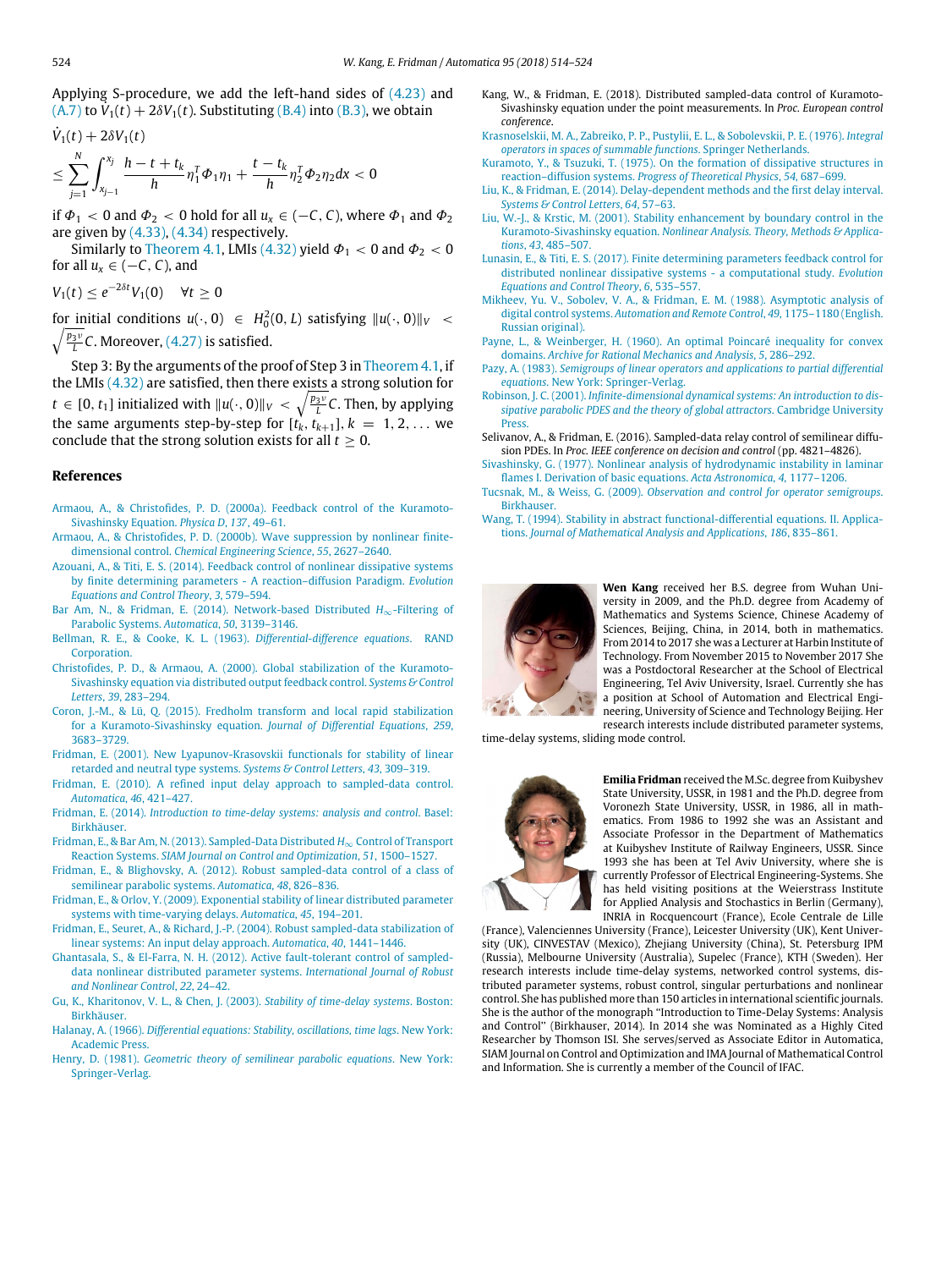Applying S-procedure, we add the left-hand sides of (4.23) and (A.7) to $\dot{V}_1(t) + 2\delta V_1(t)$. Substituting (B.4) into (B.3), we obtain

$$\dot{V}_1(t) + 2\delta V_1(t)$$
$$\leq \sum_{j=1}^{N} \int_{x_{j-1}}^{x_j} \frac{h - t + t_k}{h} \eta_1^T \Phi_1 \eta_1 + \frac{t - t_k}{h} \eta_2^T \Phi_2 \eta_2 dx < 0$$

if $\Phi_1 < 0$ and $\Phi_2 < 0$ hold for all $u_x \in (-C, C)$, where $\Phi_1$ and $\Phi_2$ are given by (4.33), (4.34) respectively.

Similarly to Theorem 4.1, LMIs (4.32) yield $\Phi_1 < 0$ and $\Phi_2 < 0$ for all $u_x \in (-C, C)$, and

$$V_1(t) \leq e^{-2\delta t} V_1(0) \quad \forall t \geq 0$$

for initial conditions $u(\cdot, 0) \in H_0^2(0, L)$ satisfying $\|u(\cdot, 0)\|_V < \sqrt{\frac{p_3 \nu}{L}} C$. Moreover, (4.27) is satisfied.

Step 3: By the arguments of the proof of Step 3 in Theorem 4.1, if the LMIs (4.32) are satisfied, then there exists a strong solution for $t \in [0, t_1]$ initialized with $\|u(\cdot, 0)\|_V < \sqrt{\frac{p_3 \nu}{L}} C$. Then, by applying the same arguments step-by-step for $[t_k, t_{k+1}]$, $k = 1, 2, \ldots$ we conclude that the strong solution exists for all $t \geq 0$.

## References

Armaou, A., & Christofides, P. D. (2000a). Feedback control of the Kuramoto-Sivashinsky Equation. *Physica D*, *137*, 49–61.

Armaou, A., & Christofides, P. D. (2000b). Wave suppression by nonlinear finite-dimensional control. *Chemical Engineering Science*, *55*, 2627–2640.

Azouani, A., & Titi, E. S. (2014). Feedback control of nonlinear dissipative systems by finite determining parameters - A reaction–diffusion Paradigm. *Evolution Equations and Control Theory*, *3*, 579–594.

Bar Am, N., & Fridman, E. (2014). Network-based Distributed $H_\infty$-Filtering of Parabolic Systems. *Automatica*, *50*, 3139–3146.

Bellman, R. E., & Cooke, K. L. (1963). *Differential-difference equations*. RAND Corporation.

Christofides, P. D., & Armaou, A. (2000). Global stabilization of the Kuramoto-Sivashinsky equation via distributed output feedback control. *Systems & Control Letters*, *39*, 283–294.

Coron, J.-M., & Lü, Q. (2015). Fredholm transform and local rapid stabilization for a Kuramoto-Sivashinsky equation. *Journal of Differential Equations*, *259*, 3683–3729.

Fridman, E. (2001). New Lyapunov-Krasovskii functionals for stability of linear retarded and neutral type systems. *Systems & Control Letters*, *43*, 309–319.

Fridman, E. (2010). A refined input delay approach to sampled-data control. *Automatica*, *46*, 421–427.

Fridman, E. (2014). *Introduction to time-delay systems: analysis and control*. Basel: Birkhäuser.

Fridman, E., & Bar Am, N. (2013). Sampled-Data Distributed $H_\infty$ Control of Transport Reaction Systems. *SIAM Journal on Control and Optimization*, *51*, 1500–1527.

Fridman, E., & Blighovsky, A. (2012). Robust sampled-data control of a class of semilinear parabolic systems. *Automatica*, *48*, 826–836.

Fridman, E., & Orlov, Y. (2009). Exponential stability of linear distributed parameter systems with time-varying delays. *Automatica*, *45*, 194–201.

Fridman, E., Seuret, A., & Richard, J.-P. (2004). Robust sampled-data stabilization of linear systems: An input delay approach. *Automatica*, *40*, 1441–1446.

Ghantasala, S., & El-Farra, N. H. (2012). Active fault-tolerant control of sampled-data nonlinear distributed parameter systems. *International Journal of Robust and Nonlinear Control*, *22*, 24–42.

Gu, K., Kharitonov, V. L., & Chen, J. (2003). *Stability of time-delay systems*. Boston: Birkhäuser.

Halanay, A. (1966). *Differential equations: Stability, oscillations, time lags*. New York: Academic Press.

Henry, D. (1981). *Geometric theory of semilinear parabolic equations*. New York: Springer-Verlag.

Kang, W., & Fridman, E. (2018). Distributed sampled-data control of Kuramoto-Sivashinsky equation under the point measurements. In *Proc. European control conference*.

Krasnoselskii, M. A., Zabreiko, P. P., Pustylii, E. I., & Sobolevskii, P. E. (1976). *Integral operators in spaces of summable functions*. Springer Netherlands.

Kuramoto, Y., & Tsuzuki, T. (1975). On the formation of dissipative structures in reaction–diffusion systems. *Progress of Theoretical Physics*, *54*, 687–699.

Liu, K., & Fridman, E. (2014). Delay-dependent methods and the first delay interval. *Systems & Control Letters*, *64*, 57–63.

Liu, W.-J., & Krstic, M. (2001). Stability enhancement by boundary control in the Kuramoto-Sivashinsky equation. *Nonlinear Analysis. Theory, Methods & Applications*, *43*, 485–507.

Lunasin, E., & Titi, E. S. (2017). Finite determining parameters feedback control for distributed nonlinear dissipative systems - a computational study. *Evolution Equations and Control Theory*, *6*, 535–557.

Mikheev, Yu. V., Sobolev, V. A., & Fridman, E. M. (1988). Asymptotic analysis of digital control systems. *Automation and Remote Control*, *49*, 1175–1180 (English. Russian original).

Payne, L., & Weinberger, H. (1960). An optimal Poincaré inequality for convex domains. *Archive for Rational Mechanics and Analysis*, *5*, 286–292.

Pazy, A. (1983). *Semigroups of linear operators and applications to partial differential equations*. New York: Springer-Verlag.

Robinson, J. C. (2001). *Infinite-dimensional dynamical systems: An introduction to dissipative parabolic PDES and the theory of global attractors*. Cambridge University Press.

Selivanov, A., & Fridman, E. (2016). Sampled-data relay control of semilinear diffusion PDEs. In *Proc. IEEE conference on decision and control* (pp. 4821–4826).

Sivashinsky, G. (1977). Nonlinear analysis of hydrodynamic instability in laminar flames I. Derivation of basic equations. *Acta Astronomica*, *4*, 1177–1206.

Tucsnak, M., & Weiss, G. (2009). *Observation and control for operator semigroups*. Birkhauser.

Wang, T. (1994). Stability in abstract functional-differential equations. II. Applications. *Journal of Mathematical Analysis and Applications*, *186*, 835–861.

**Wen Kang** received her B.S. degree from Wuhan University in 2009, and the Ph.D. degree from Academy of Mathematics and Systems Science, Chinese Academy of Sciences, Beijing, China, in 2014, both in mathematics. From 2014 to 2017 she was a Lecturer at Harbin Institute of Technology. From November 2015 to November 2017 She was a Postdoctoral Researcher at the School of Electrical Engineering, Tel Aviv University, Israel. Currently she has a position at School of Automation and Electrical Engineering, University of Science and Technology Beijing. Her research interests include distributed parameter systems, time-delay systems, sliding mode control.

**Emilia Fridman** received the M.Sc. degree from Kuibyshev State University, USSR, in 1981 and the Ph.D. degree from Voronezh State University, USSR, in 1986, all in mathematics. From 1986 to 1992 she was an Assistant and Associate Professor in the Department of Mathematics at Kuibyshev Institute of Railway Engineers, USSR. Since 1993 she has been at Tel Aviv University, where she is currently Professor of Electrical Engineering-Systems. She has held visiting positions at the Weierstrass Institute for Applied Analysis and Stochastics in Berlin (Germany), INRIA in Rocquencourt (France), Ecole Centrale de Lille (France), Valenciennes University (France), Leicester University (UK), Kent University (UK), CINVESTAV (Mexico), Zhejiang University (China), St. Petersburg IPM (Russia), Melbourne University (Australia), Supelec (France), KTH (Sweden). Her research interests include time-delay systems, networked control systems, distributed parameter systems, robust control, singular perturbations and nonlinear control. She has published more than 150 articles in international scientific journals. She is the author of the monograph "Introduction to Time-Delay Systems: Analysis and Control" (Birkhauser, 2014). In 2014 she was Nominated as a Highly Cited Researcher by Thomson ISI. She serves/served as Associate Editor in Automatica, SIAM Journal on Control and Optimization and IMA Journal of Mathematical Control and Information. She is currently a member of the Council of IFAC.